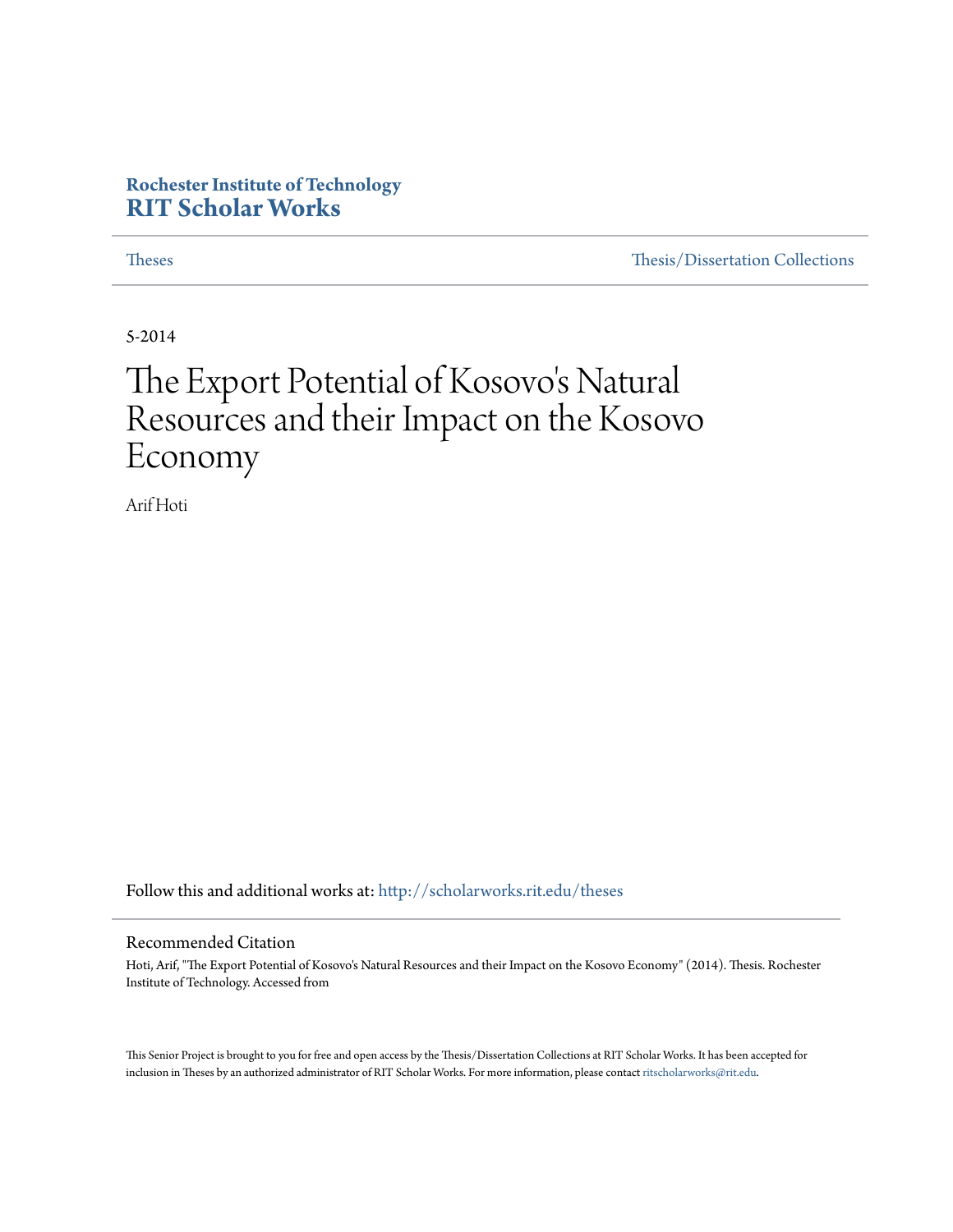**Rochester Institute of Technology**
**RIT Scholar Works**

Theses | Thesis/Dissertation Collections

5-2014

# The Export Potential of Kosovo's Natural Resources and their Impact on the Kosovo Economy

Arif Hoti

Follow this and additional works at: http://scholarworks.rit.edu/theses

## Recommended Citation

Hoti, Arif, "The Export Potential of Kosovo's Natural Resources and their Impact on the Kosovo Economy" (2014). Thesis. Rochester Institute of Technology. Accessed from

This Senior Project is brought to you for free and open access by the Thesis/Dissertation Collections at RIT Scholar Works. It has been accepted for inclusion in Theses by an authorized administrator of RIT Scholar Works. For more information, please contact ritscholarworks@rit.edu.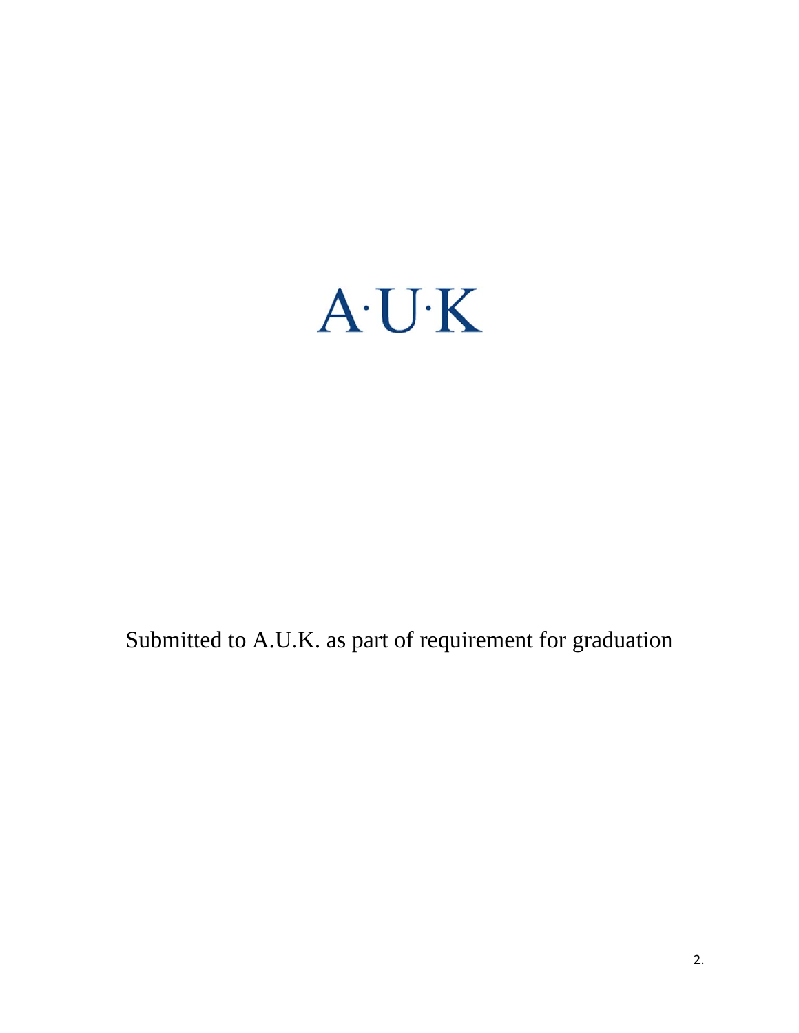A·U·K

Submitted to A.U.K. as part of requirement for graduation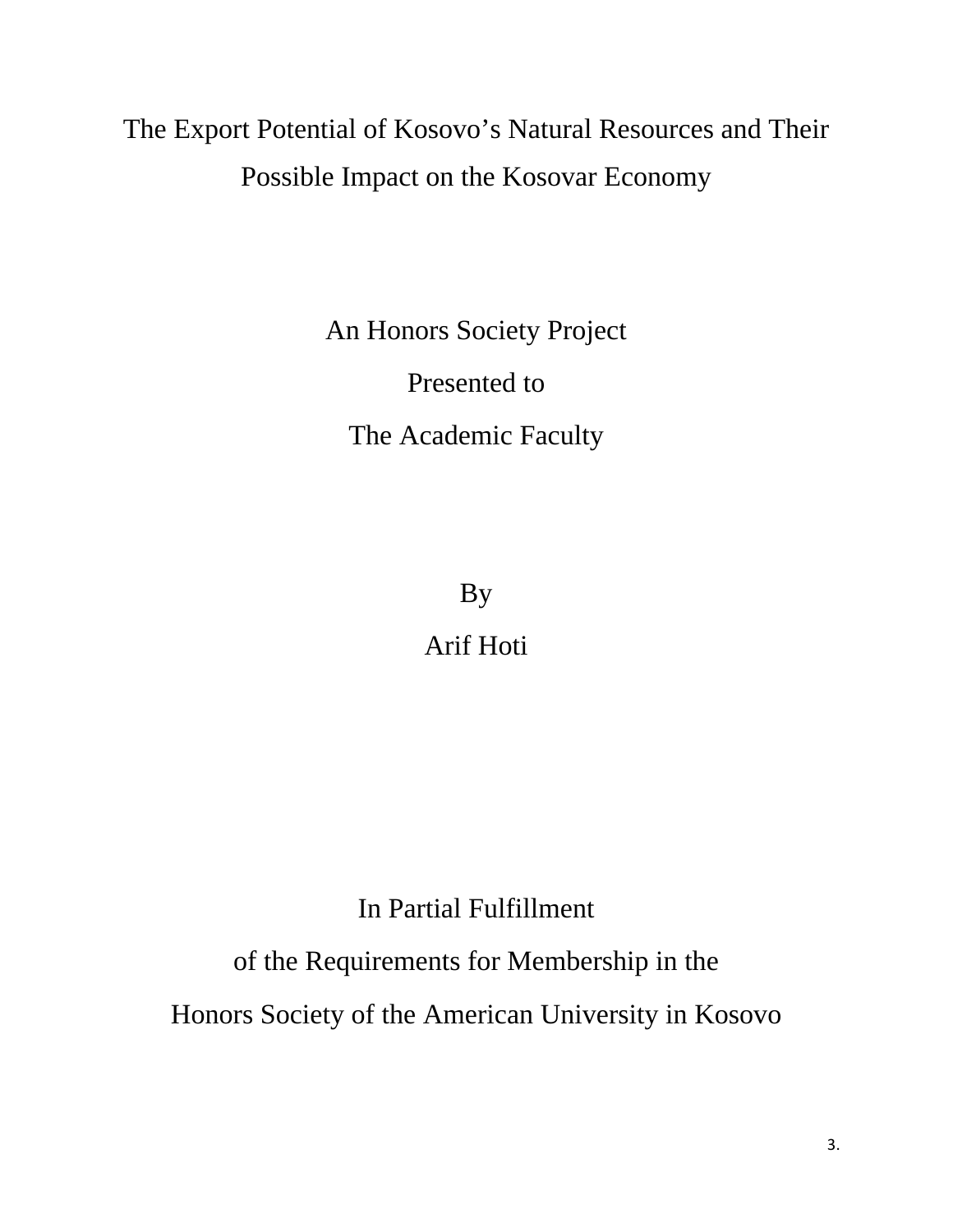# The Export Potential of Kosovo's Natural Resources and Their Possible Impact on the Kosovar Economy

An Honors Society Project

Presented to

The Academic Faculty

By

Arif Hoti

In Partial Fulfillment

of the Requirements for Membership in the

Honors Society of the American University in Kosovo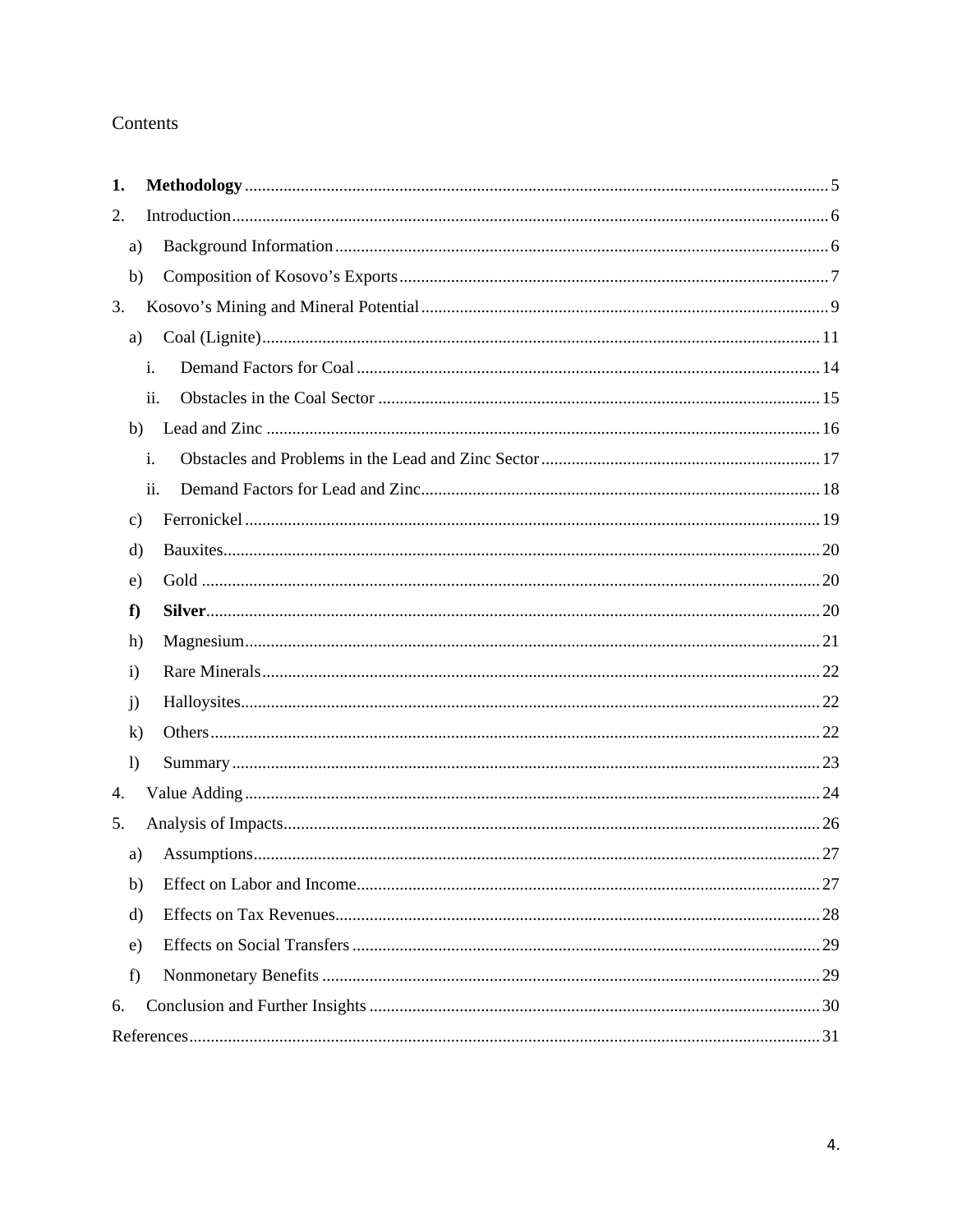# Contents

**1. Methodology** ........ 5

2. Introduction ........ 6

   a) Background Information ........ 6

   b) Composition of Kosovo's Exports ........ 7

3. Kosovo's Mining and Mineral Potential ........ 9

   a) Coal (Lignite) ........ 11

      i. Demand Factors for Coal ........ 14

      ii. Obstacles in the Coal Sector ........ 15

   b) Lead and Zinc ........ 16

      i. Obstacles and Problems in the Lead and Zinc Sector ........ 17

      ii. Demand Factors for Lead and Zinc ........ 18

   c) Ferronickel ........ 19

   d) Bauxites ........ 20

   e) Gold ........ 20

   **f) Silver** ........ 20

   h) Magnesium ........ 21

   i) Rare Minerals ........ 22

   j) Halloysites ........ 22

   k) Others ........ 22

   l) Summary ........ 23

4. Value Adding ........ 24

5. Analysis of Impacts ........ 26

   a) Assumptions ........ 27

   b) Effect on Labor and Income ........ 27

   d) Effects on Tax Revenues ........ 28

   e) Effects on Social Transfers ........ 29

   f) Nonmonetary Benefits ........ 29

6. Conclusion and Further Insights ........ 30

References ........ 31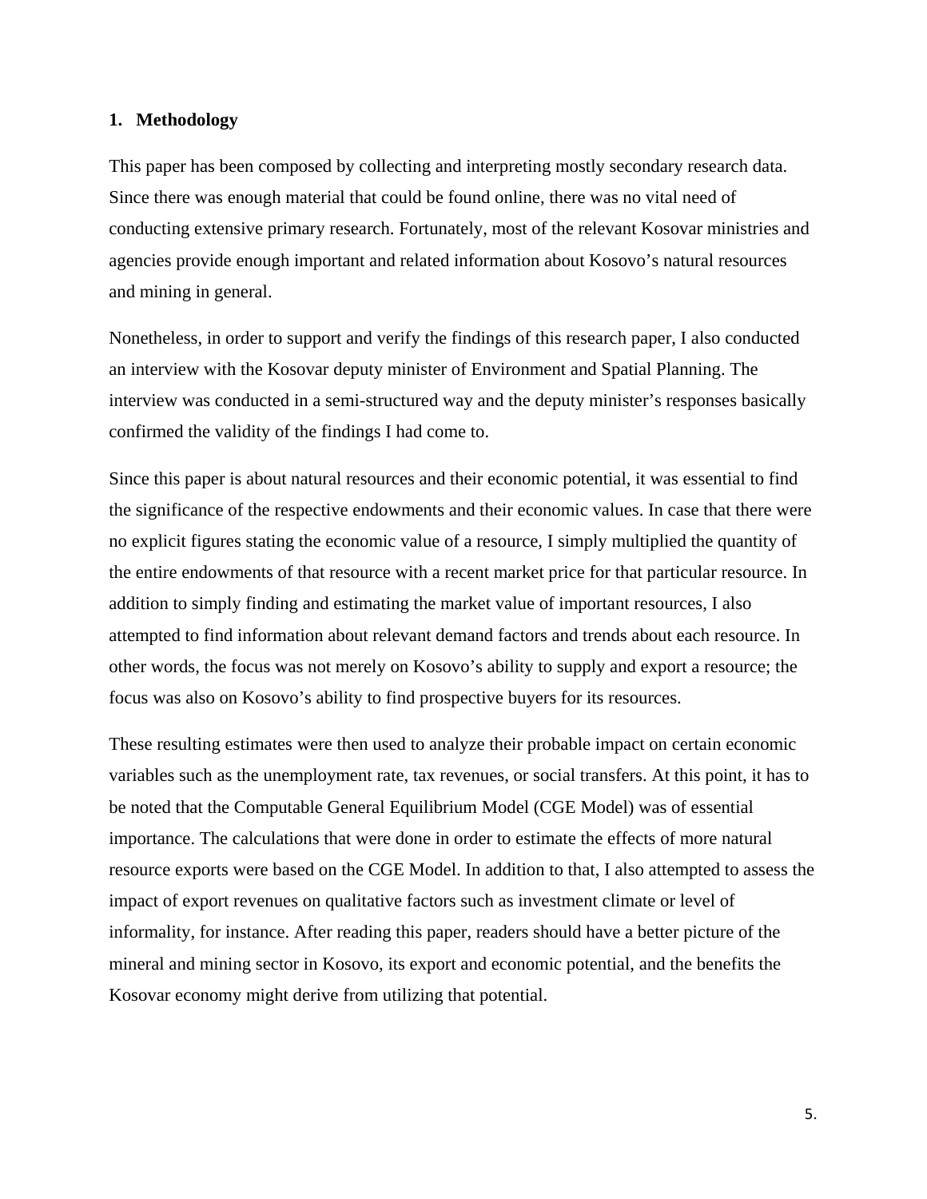## 1. Methodology

This paper has been composed by collecting and interpreting mostly secondary research data. Since there was enough material that could be found online, there was no vital need of conducting extensive primary research. Fortunately, most of the relevant Kosovar ministries and agencies provide enough important and related information about Kosovo's natural resources and mining in general.

Nonetheless, in order to support and verify the findings of this research paper, I also conducted an interview with the Kosovar deputy minister of Environment and Spatial Planning. The interview was conducted in a semi-structured way and the deputy minister's responses basically confirmed the validity of the findings I had come to.

Since this paper is about natural resources and their economic potential, it was essential to find the significance of the respective endowments and their economic values. In case that there were no explicit figures stating the economic value of a resource, I simply multiplied the quantity of the entire endowments of that resource with a recent market price for that particular resource. In addition to simply finding and estimating the market value of important resources, I also attempted to find information about relevant demand factors and trends about each resource. In other words, the focus was not merely on Kosovo's ability to supply and export a resource; the focus was also on Kosovo's ability to find prospective buyers for its resources.

These resulting estimates were then used to analyze their probable impact on certain economic variables such as the unemployment rate, tax revenues, or social transfers. At this point, it has to be noted that the Computable General Equilibrium Model (CGE Model) was of essential importance. The calculations that were done in order to estimate the effects of more natural resource exports were based on the CGE Model. In addition to that, I also attempted to assess the impact of export revenues on qualitative factors such as investment climate or level of informality, for instance. After reading this paper, readers should have a better picture of the mineral and mining sector in Kosovo, its export and economic potential, and the benefits the Kosovar economy might derive from utilizing that potential.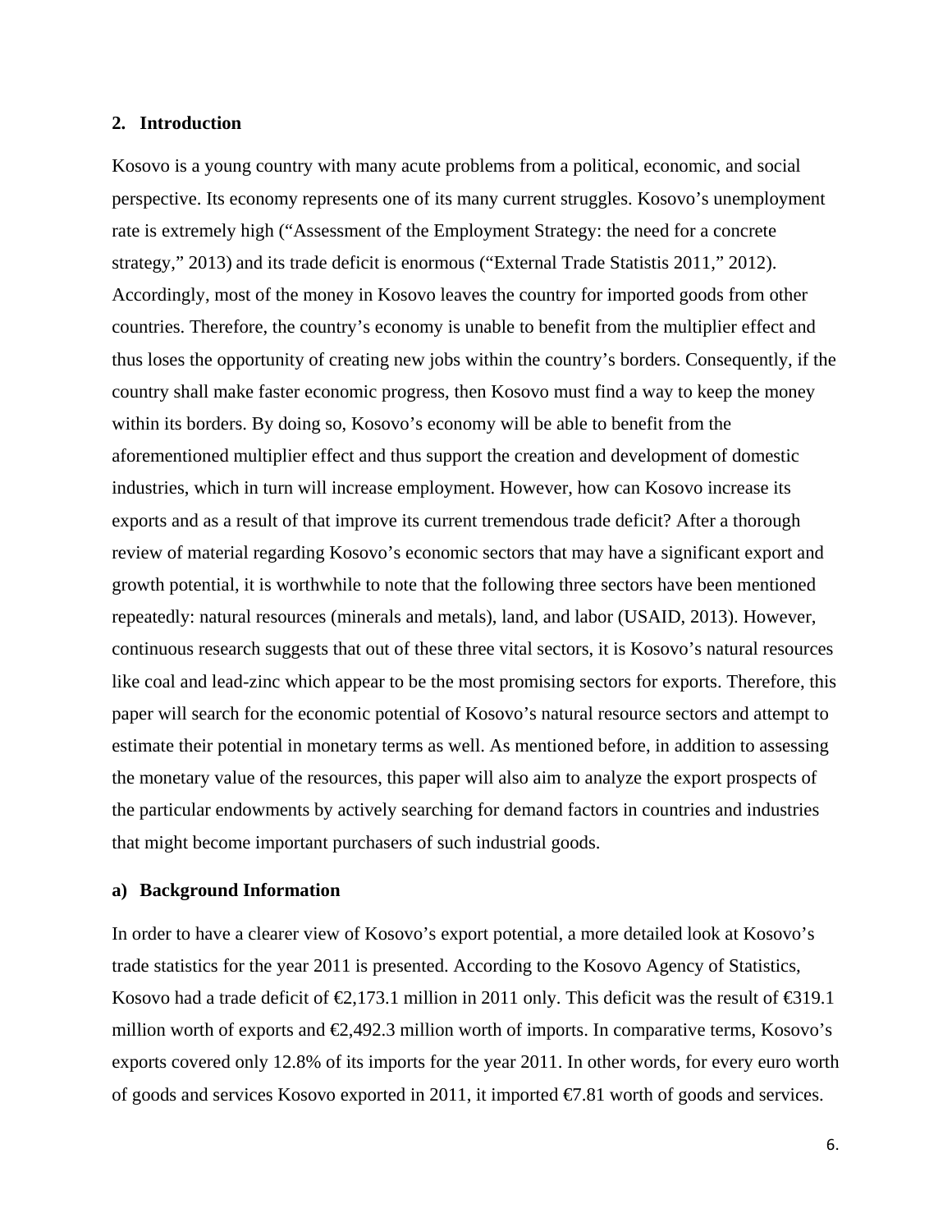## 2. Introduction

Kosovo is a young country with many acute problems from a political, economic, and social perspective. Its economy represents one of its many current struggles. Kosovo's unemployment rate is extremely high ("Assessment of the Employment Strategy: the need for a concrete strategy," 2013) and its trade deficit is enormous ("External Trade Statistis 2011," 2012). Accordingly, most of the money in Kosovo leaves the country for imported goods from other countries. Therefore, the country's economy is unable to benefit from the multiplier effect and thus loses the opportunity of creating new jobs within the country's borders. Consequently, if the country shall make faster economic progress, then Kosovo must find a way to keep the money within its borders. By doing so, Kosovo's economy will be able to benefit from the aforementioned multiplier effect and thus support the creation and development of domestic industries, which in turn will increase employment. However, how can Kosovo increase its exports and as a result of that improve its current tremendous trade deficit? After a thorough review of material regarding Kosovo's economic sectors that may have a significant export and growth potential, it is worthwhile to note that the following three sectors have been mentioned repeatedly: natural resources (minerals and metals), land, and labor (USAID, 2013). However, continuous research suggests that out of these three vital sectors, it is Kosovo's natural resources like coal and lead-zinc which appear to be the most promising sectors for exports. Therefore, this paper will search for the economic potential of Kosovo's natural resource sectors and attempt to estimate their potential in monetary terms as well. As mentioned before, in addition to assessing the monetary value of the resources, this paper will also aim to analyze the export prospects of the particular endowments by actively searching for demand factors in countries and industries that might become important purchasers of such industrial goods.

### a) Background Information

In order to have a clearer view of Kosovo's export potential, a more detailed look at Kosovo's trade statistics for the year 2011 is presented. According to the Kosovo Agency of Statistics, Kosovo had a trade deficit of €2,173.1 million in 2011 only. This deficit was the result of €319.1 million worth of exports and €2,492.3 million worth of imports. In comparative terms, Kosovo's exports covered only 12.8% of its imports for the year 2011. In other words, for every euro worth of goods and services Kosovo exported in 2011, it imported €7.81 worth of goods and services.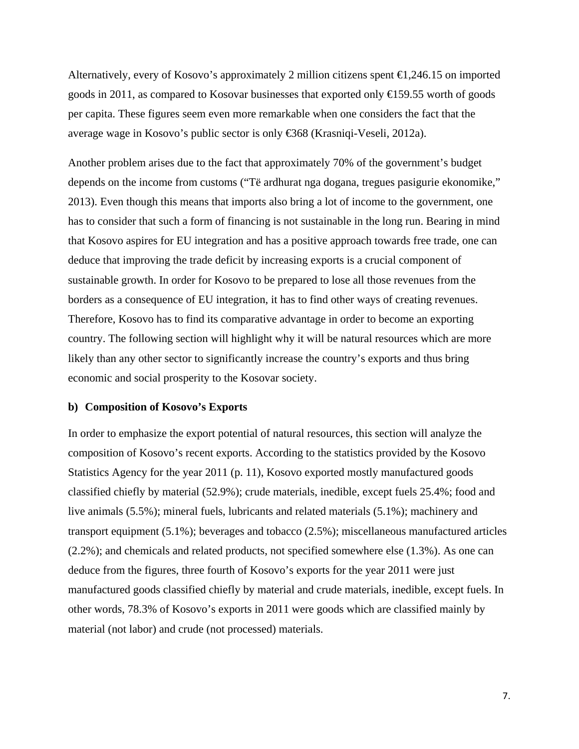Alternatively, every of Kosovo's approximately 2 million citizens spent €1,246.15 on imported goods in 2011, as compared to Kosovar businesses that exported only €159.55 worth of goods per capita. These figures seem even more remarkable when one considers the fact that the average wage in Kosovo's public sector is only €368 (Krasniqi-Veseli, 2012a).

Another problem arises due to the fact that approximately 70% of the government's budget depends on the income from customs ("Të ardhurat nga dogana, tregues pasigurie ekonomike," 2013). Even though this means that imports also bring a lot of income to the government, one has to consider that such a form of financing is not sustainable in the long run. Bearing in mind that Kosovo aspires for EU integration and has a positive approach towards free trade, one can deduce that improving the trade deficit by increasing exports is a crucial component of sustainable growth. In order for Kosovo to be prepared to lose all those revenues from the borders as a consequence of EU integration, it has to find other ways of creating revenues. Therefore, Kosovo has to find its comparative advantage in order to become an exporting country. The following section will highlight why it will be natural resources which are more likely than any other sector to significantly increase the country's exports and thus bring economic and social prosperity to the Kosovar society.

### b) Composition of Kosovo's Exports

In order to emphasize the export potential of natural resources, this section will analyze the composition of Kosovo's recent exports. According to the statistics provided by the Kosovo Statistics Agency for the year 2011 (p. 11), Kosovo exported mostly manufactured goods classified chiefly by material (52.9%); crude materials, inedible, except fuels 25.4%; food and live animals (5.5%); mineral fuels, lubricants and related materials (5.1%); machinery and transport equipment (5.1%); beverages and tobacco (2.5%); miscellaneous manufactured articles (2.2%); and chemicals and related products, not specified somewhere else (1.3%). As one can deduce from the figures, three fourth of Kosovo's exports for the year 2011 were just manufactured goods classified chiefly by material and crude materials, inedible, except fuels. In other words, 78.3% of Kosovo's exports in 2011 were goods which are classified mainly by material (not labor) and crude (not processed) materials.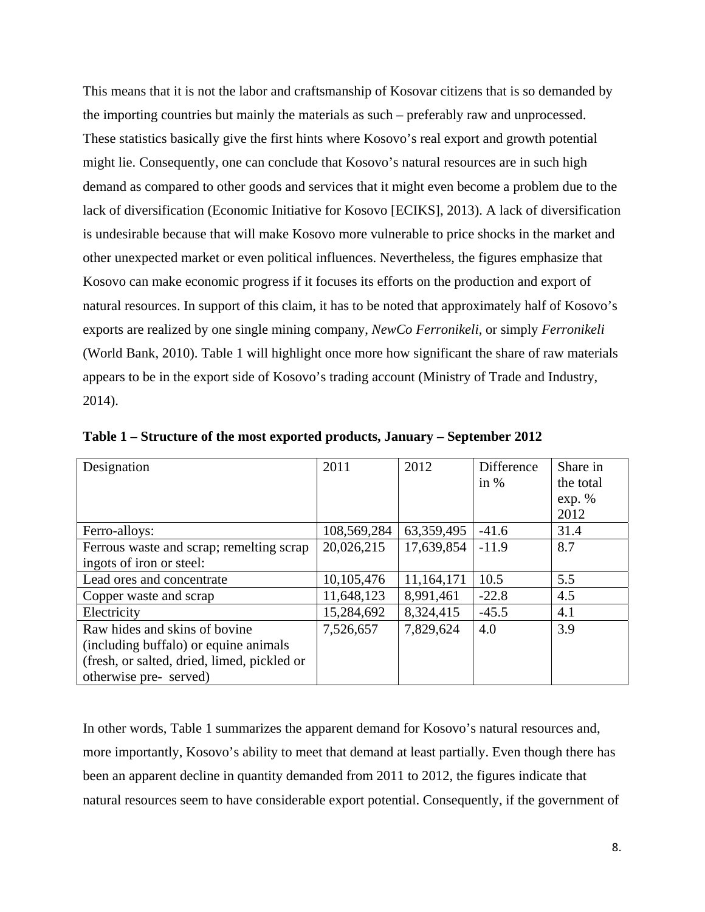This means that it is not the labor and craftsmanship of Kosovar citizens that is so demanded by the importing countries but mainly the materials as such – preferably raw and unprocessed. These statistics basically give the first hints where Kosovo's real export and growth potential might lie. Consequently, one can conclude that Kosovo's natural resources are in such high demand as compared to other goods and services that it might even become a problem due to the lack of diversification (Economic Initiative for Kosovo [ECIKS], 2013). A lack of diversification is undesirable because that will make Kosovo more vulnerable to price shocks in the market and other unexpected market or even political influences. Nevertheless, the figures emphasize that Kosovo can make economic progress if it focuses its efforts on the production and export of natural resources. In support of this claim, it has to be noted that approximately half of Kosovo's exports are realized by one single mining company, *NewCo Ferronikeli,* or simply *Ferronikeli* (World Bank, 2010). Table 1 will highlight once more how significant the share of raw materials appears to be in the export side of Kosovo's trading account (Ministry of Trade and Industry, 2014).

**Table 1 – Structure of the most exported products, January – September 2012**

| Designation | 2011 | 2012 | Difference in % | Share in the total exp. % 2012 |
|---|---|---|---|---|
| Ferro-alloys: | 108,569,284 | 63,359,495 | -41.6 | 31.4 |
| Ferrous waste and scrap; remelting scrap ingots of iron or steel: | 20,026,215 | 17,639,854 | -11.9 | 8.7 |
| Lead ores and concentrate | 10,105,476 | 11,164,171 | 10.5 | 5.5 |
| Copper waste and scrap | 11,648,123 | 8,991,461 | -22.8 | 4.5 |
| Electricity | 15,284,692 | 8,324,415 | -45.5 | 4.1 |
| Raw hides and skins of bovine (including buffalo) or equine animals (fresh, or salted, dried, limed, pickled or otherwise pre- served) | 7,526,657 | 7,829,624 | 4.0 | 3.9 |

In other words, Table 1 summarizes the apparent demand for Kosovo's natural resources and, more importantly, Kosovo's ability to meet that demand at least partially. Even though there has been an apparent decline in quantity demanded from 2011 to 2012, the figures indicate that natural resources seem to have considerable export potential. Consequently, if the government of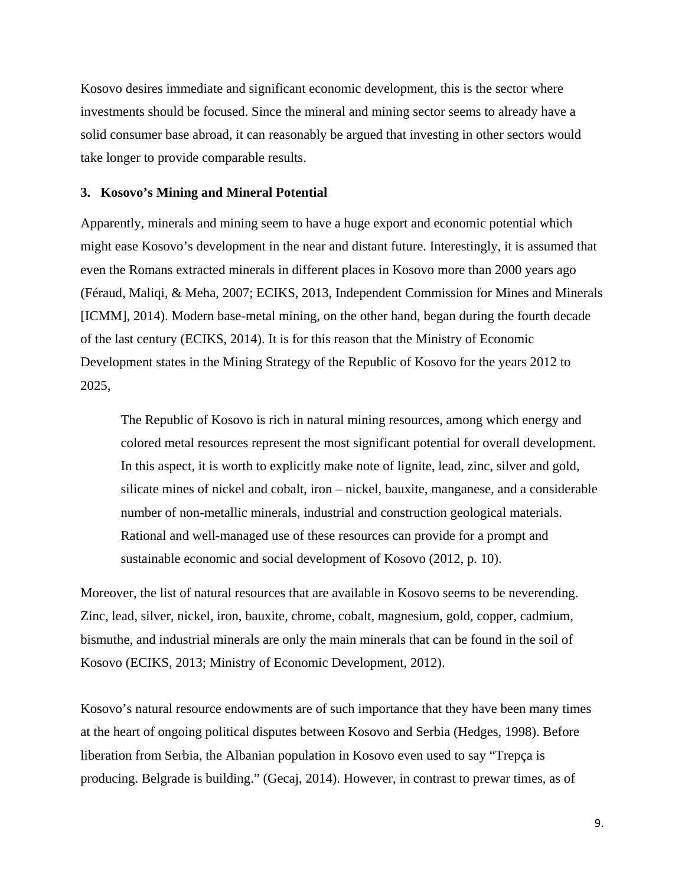Kosovo desires immediate and significant economic development, this is the sector where investments should be focused. Since the mineral and mining sector seems to already have a solid consumer base abroad, it can reasonably be argued that investing in other sectors would take longer to provide comparable results.

### 3. Kosovo's Mining and Mineral Potential

Apparently, minerals and mining seem to have a huge export and economic potential which might ease Kosovo's development in the near and distant future. Interestingly, it is assumed that even the Romans extracted minerals in different places in Kosovo more than 2000 years ago (Féraud, Maliqi, & Meha, 2007; ECIKS, 2013, Independent Commission for Mines and Minerals [ICMM], 2014). Modern base-metal mining, on the other hand, began during the fourth decade of the last century (ECIKS, 2014). It is for this reason that the Ministry of Economic Development states in the Mining Strategy of the Republic of Kosovo for the years 2012 to 2025,

> The Republic of Kosovo is rich in natural mining resources, among which energy and colored metal resources represent the most significant potential for overall development. In this aspect, it is worth to explicitly make note of lignite, lead, zinc, silver and gold, silicate mines of nickel and cobalt, iron – nickel, bauxite, manganese, and a considerable number of non-metallic minerals, industrial and construction geological materials. Rational and well-managed use of these resources can provide for a prompt and sustainable economic and social development of Kosovo (2012, p. 10).

Moreover, the list of natural resources that are available in Kosovo seems to be neverending. Zinc, lead, silver, nickel, iron, bauxite, chrome, cobalt, magnesium, gold, copper, cadmium, bismuthe, and industrial minerals are only the main minerals that can be found in the soil of Kosovo (ECIKS, 2013; Ministry of Economic Development, 2012).

Kosovo's natural resource endowments are of such importance that they have been many times at the heart of ongoing political disputes between Kosovo and Serbia (Hedges, 1998). Before liberation from Serbia, the Albanian population in Kosovo even used to say "Trepça is producing. Belgrade is building." (Gecaj, 2014). However, in contrast to prewar times, as of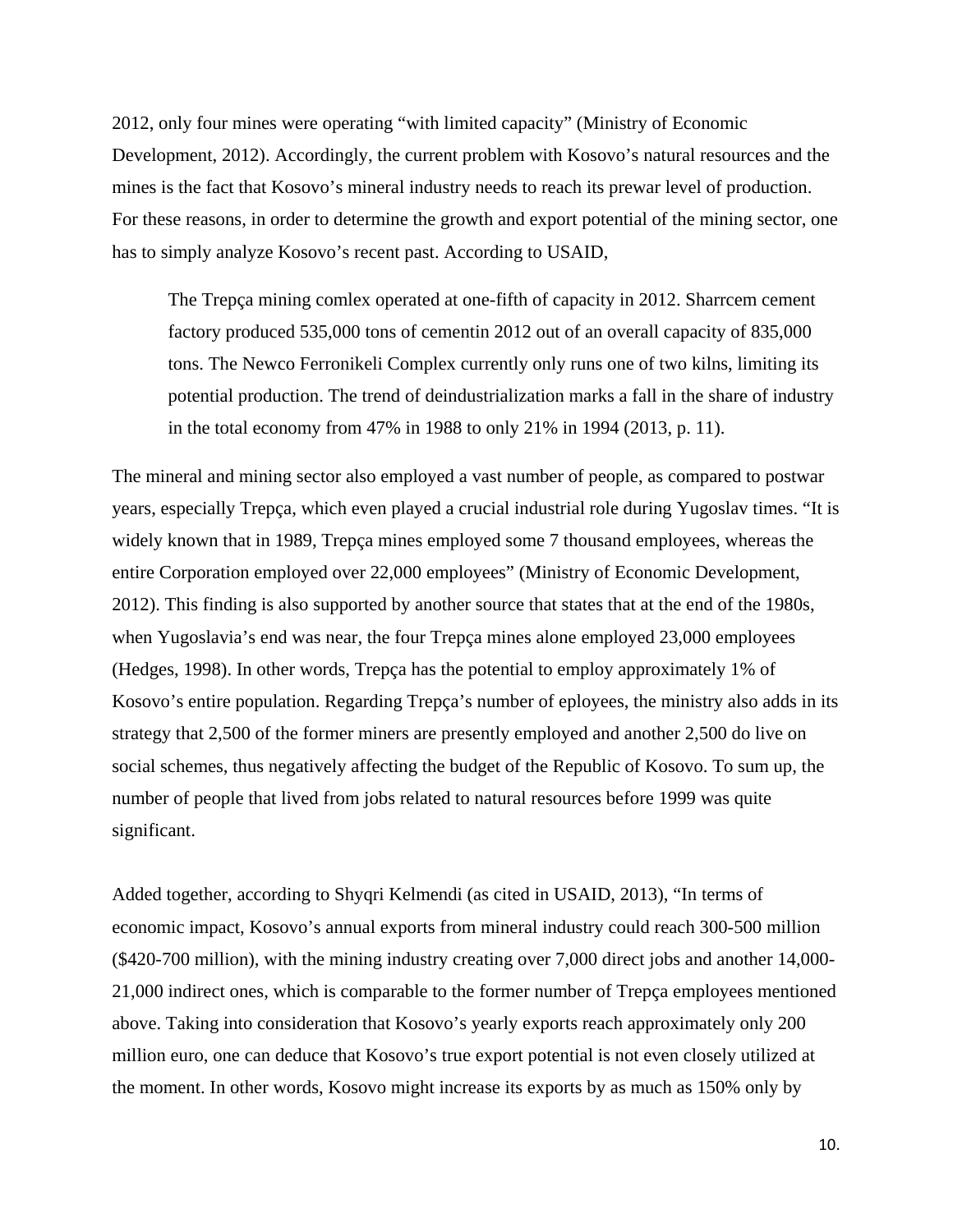2012, only four mines were operating "with limited capacity" (Ministry of Economic Development, 2012). Accordingly, the current problem with Kosovo's natural resources and the mines is the fact that Kosovo's mineral industry needs to reach its prewar level of production. For these reasons, in order to determine the growth and export potential of the mining sector, one has to simply analyze Kosovo's recent past. According to USAID,

> The Trepça mining comlex operated at one-fifth of capacity in 2012. Sharrcem cement factory produced 535,000 tons of cementin 2012 out of an overall capacity of 835,000 tons. The Newco Ferronikeli Complex currently only runs one of two kilns, limiting its potential production. The trend of deindustrialization marks a fall in the share of industry in the total economy from 47% in 1988 to only 21% in 1994 (2013, p. 11).

The mineral and mining sector also employed a vast number of people, as compared to postwar years, especially Trepça, which even played a crucial industrial role during Yugoslav times. "It is widely known that in 1989, Trepça mines employed some 7 thousand employees, whereas the entire Corporation employed over 22,000 employees" (Ministry of Economic Development, 2012). This finding is also supported by another source that states that at the end of the 1980s, when Yugoslavia's end was near, the four Trepça mines alone employed 23,000 employees (Hedges, 1998). In other words, Trepça has the potential to employ approximately 1% of Kosovo's entire population. Regarding Trepça's number of eployees, the ministry also adds in its strategy that 2,500 of the former miners are presently employed and another 2,500 do live on social schemes, thus negatively affecting the budget of the Republic of Kosovo. To sum up, the number of people that lived from jobs related to natural resources before 1999 was quite significant.

Added together, according to Shyqri Kelmendi (as cited in USAID, 2013), "In terms of economic impact, Kosovo's annual exports from mineral industry could reach 300-500 million ($420-700 million), with the mining industry creating over 7,000 direct jobs and another 14,000-21,000 indirect ones, which is comparable to the former number of Trepça employees mentioned above. Taking into consideration that Kosovo's yearly exports reach approximately only 200 million euro, one can deduce that Kosovo's true export potential is not even closely utilized at the moment. In other words, Kosovo might increase its exports by as much as 150% only by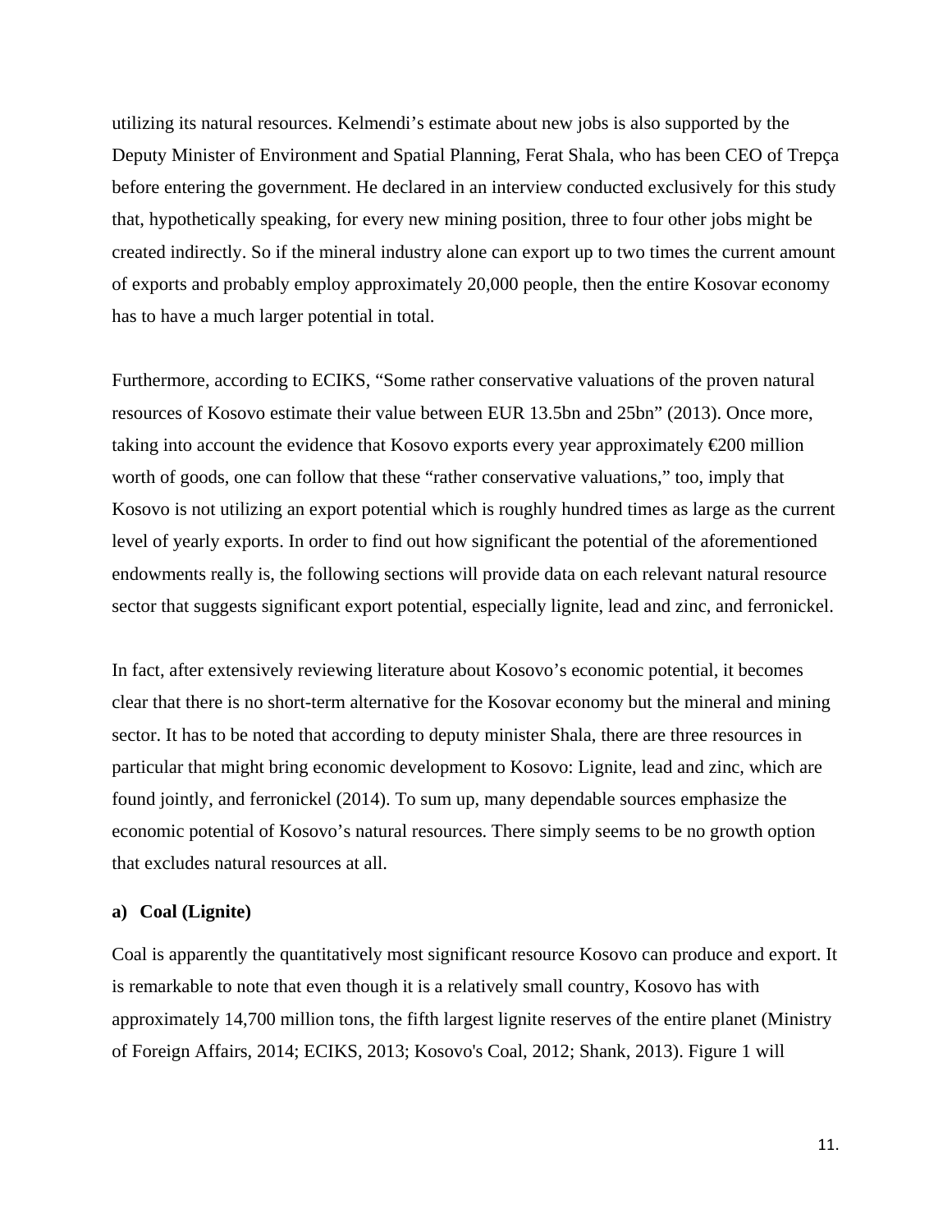utilizing its natural resources. Kelmendi's estimate about new jobs is also supported by the Deputy Minister of Environment and Spatial Planning, Ferat Shala, who has been CEO of Trepça before entering the government. He declared in an interview conducted exclusively for this study that, hypothetically speaking, for every new mining position, three to four other jobs might be created indirectly. So if the mineral industry alone can export up to two times the current amount of exports and probably employ approximately 20,000 people, then the entire Kosovar economy has to have a much larger potential in total.

Furthermore, according to ECIKS, "Some rather conservative valuations of the proven natural resources of Kosovo estimate their value between EUR 13.5bn and 25bn" (2013). Once more, taking into account the evidence that Kosovo exports every year approximately €200 million worth of goods, one can follow that these "rather conservative valuations," too, imply that Kosovo is not utilizing an export potential which is roughly hundred times as large as the current level of yearly exports. In order to find out how significant the potential of the aforementioned endowments really is, the following sections will provide data on each relevant natural resource sector that suggests significant export potential, especially lignite, lead and zinc, and ferronickel.

In fact, after extensively reviewing literature about Kosovo's economic potential, it becomes clear that there is no short-term alternative for the Kosovar economy but the mineral and mining sector. It has to be noted that according to deputy minister Shala, there are three resources in particular that might bring economic development to Kosovo: Lignite, lead and zinc, which are found jointly, and ferronickel (2014). To sum up, many dependable sources emphasize the economic potential of Kosovo's natural resources. There simply seems to be no growth option that excludes natural resources at all.

**a) Coal (Lignite)**

Coal is apparently the quantitatively most significant resource Kosovo can produce and export. It is remarkable to note that even though it is a relatively small country, Kosovo has with approximately 14,700 million tons, the fifth largest lignite reserves of the entire planet (Ministry of Foreign Affairs, 2014; ECIKS, 2013; Kosovo's Coal, 2012; Shank, 2013). Figure 1 will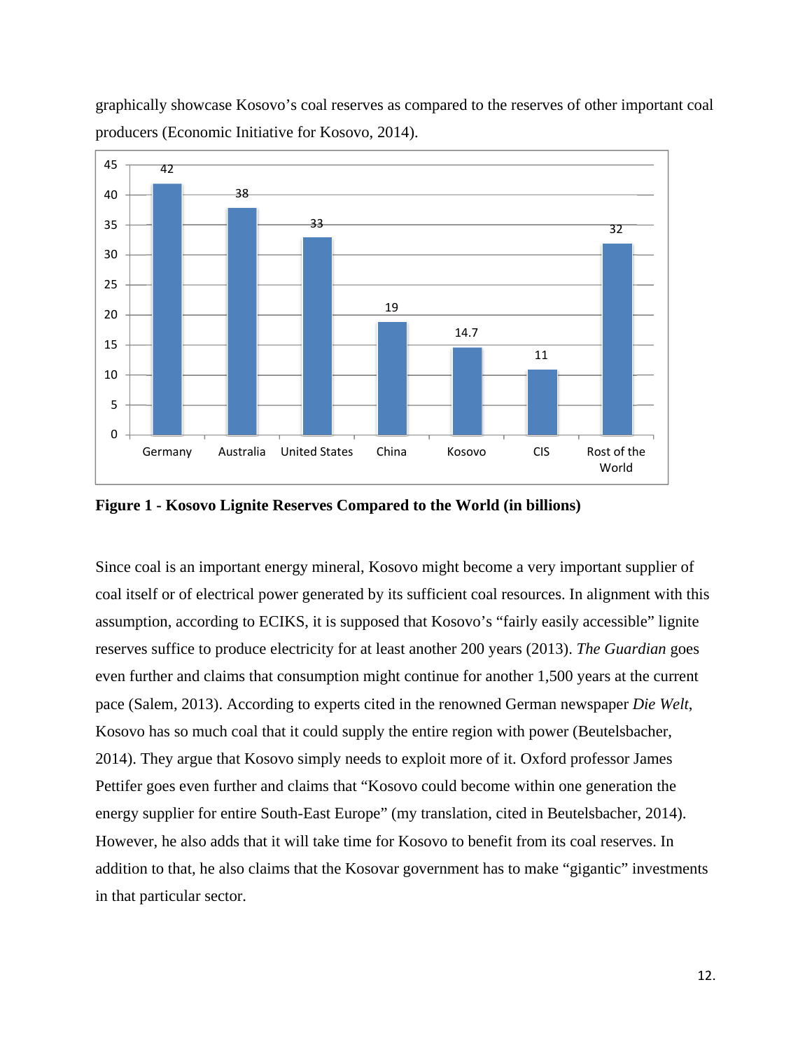graphically showcase Kosovo's coal reserves as compared to the reserves of other important coal producers (Economic Initiative for Kosovo, 2014).

**Figure 1 - Kosovo Lignite Reserves Compared to the World (in billions)**

Since coal is an important energy mineral, Kosovo might become a very important supplier of coal itself or of electrical power generated by its sufficient coal resources. In alignment with this assumption, according to ECIKS, it is supposed that Kosovo's "fairly easily accessible" lignite reserves suffice to produce electricity for at least another 200 years (2013). *The Guardian* goes even further and claims that consumption might continue for another 1,500 years at the current pace (Salem, 2013). According to experts cited in the renowned German newspaper *Die Welt*, Kosovo has so much coal that it could supply the entire region with power (Beutelsbacher, 2014). They argue that Kosovo simply needs to exploit more of it. Oxford professor James Pettifer goes even further and claims that "Kosovo could become within one generation the energy supplier for entire South-East Europe" (my translation, cited in Beutelsbacher, 2014). However, he also adds that it will take time for Kosovo to benefit from its coal reserves. In addition to that, he also claims that the Kosovar government has to make "gigantic" investments in that particular sector.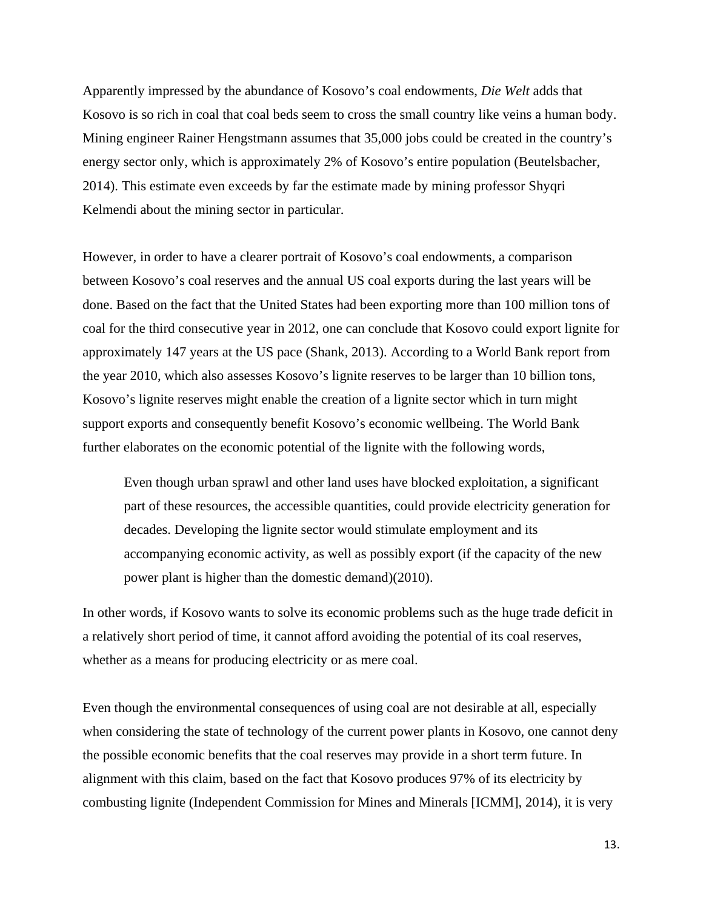Apparently impressed by the abundance of Kosovo's coal endowments, *Die Welt* adds that Kosovo is so rich in coal that coal beds seem to cross the small country like veins a human body. Mining engineer Rainer Hengstmann assumes that 35,000 jobs could be created in the country's energy sector only, which is approximately 2% of Kosovo's entire population (Beutelsbacher, 2014). This estimate even exceeds by far the estimate made by mining professor Shyqri Kelmendi about the mining sector in particular.

However, in order to have a clearer portrait of Kosovo's coal endowments, a comparison between Kosovo's coal reserves and the annual US coal exports during the last years will be done. Based on the fact that the United States had been exporting more than 100 million tons of coal for the third consecutive year in 2012, one can conclude that Kosovo could export lignite for approximately 147 years at the US pace (Shank, 2013). According to a World Bank report from the year 2010, which also assesses Kosovo's lignite reserves to be larger than 10 billion tons, Kosovo's lignite reserves might enable the creation of a lignite sector which in turn might support exports and consequently benefit Kosovo's economic wellbeing. The World Bank further elaborates on the economic potential of the lignite with the following words,

> Even though urban sprawl and other land uses have blocked exploitation, a significant part of these resources, the accessible quantities, could provide electricity generation for decades. Developing the lignite sector would stimulate employment and its accompanying economic activity, as well as possibly export (if the capacity of the new power plant is higher than the domestic demand)(2010).

In other words, if Kosovo wants to solve its economic problems such as the huge trade deficit in a relatively short period of time, it cannot afford avoiding the potential of its coal reserves, whether as a means for producing electricity or as mere coal.

Even though the environmental consequences of using coal are not desirable at all, especially when considering the state of technology of the current power plants in Kosovo, one cannot deny the possible economic benefits that the coal reserves may provide in a short term future. In alignment with this claim, based on the fact that Kosovo produces 97% of its electricity by combusting lignite (Independent Commission for Mines and Minerals [ICMM], 2014), it is very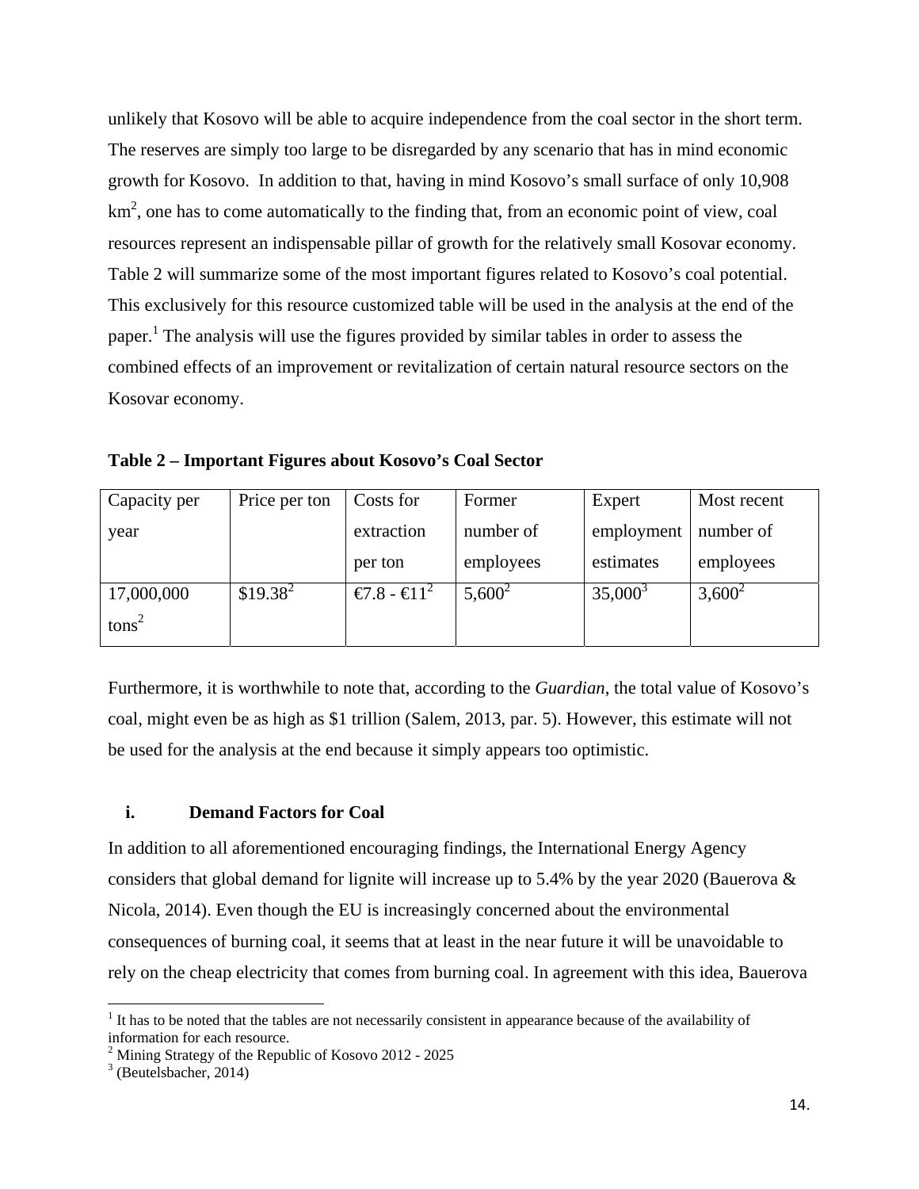unlikely that Kosovo will be able to acquire independence from the coal sector in the short term. The reserves are simply too large to be disregarded by any scenario that has in mind economic growth for Kosovo. In addition to that, having in mind Kosovo's small surface of only 10,908 $km^2$, one has to come automatically to the finding that, from an economic point of view, coal resources represent an indispensable pillar of growth for the relatively small Kosovar economy. Table 2 will summarize some of the most important figures related to Kosovo's coal potential. This exclusively for this resource customized table will be used in the analysis at the end of the paper.[1] The analysis will use the figures provided by similar tables in order to assess the combined effects of an improvement or revitalization of certain natural resource sectors on the Kosovar economy.

**Table 2 – Important Figures about Kosovo's Coal Sector**

| Capacity per year | Price per ton | Costs for extraction per ton | Former number of employees | Expert employment estimates | Most recent number of employees |
|---|---|---|---|---|---|
| 17,000,000 tons[2] | $19.38[2] | €7.8 - €11[2] | 5,600[2] | 35,000[3] | 3,600[2] |

Furthermore, it is worthwhile to note that, according to the *Guardian*, the total value of Kosovo's coal, might even be as high as $1 trillion (Salem, 2013, par. 5). However, this estimate will not be used for the analysis at the end because it simply appears too optimistic.

### i. Demand Factors for Coal

In addition to all aforementioned encouraging findings, the International Energy Agency considers that global demand for lignite will increase up to 5.4% by the year 2020 (Bauerova & Nicola, 2014). Even though the EU is increasingly concerned about the environmental consequences of burning coal, it seems that at least in the near future it will be unavoidable to rely on the cheap electricity that comes from burning coal. In agreement with this idea, Bauerova

---

[1] It has to be noted that the tables are not necessarily consistent in appearance because of the availability of information for each resource.

[2] Mining Strategy of the Republic of Kosovo 2012 - 2025

[3] (Beutelsbacher, 2014)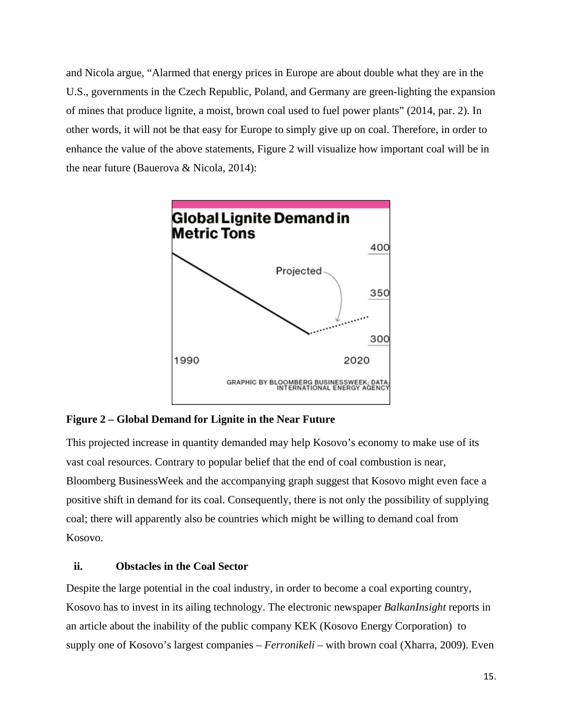and Nicola argue, "Alarmed that energy prices in Europe are about double what they are in the U.S., governments in the Czech Republic, Poland, and Germany are green-lighting the expansion of mines that produce lignite, a moist, brown coal used to fuel power plants" (2014, par. 2). In other words, it will not be that easy for Europe to simply give up on coal. Therefore, in order to enhance the value of the above statements, Figure 2 will visualize how important coal will be in the near future (Bauerova & Nicola, 2014):

**Figure 2 – Global Demand for Lignite in the Near Future**

This projected increase in quantity demanded may help Kosovo's economy to make use of its vast coal resources. Contrary to popular belief that the end of coal combustion is near, Bloomberg BusinessWeek and the accompanying graph suggest that Kosovo might even face a positive shift in demand for its coal. Consequently, there is not only the possibility of supplying coal; there will apparently also be countries which might be willing to demand coal from Kosovo.

### ii. Obstacles in the Coal Sector

Despite the large potential in the coal industry, in order to become a coal exporting country, Kosovo has to invest in its ailing technology. The electronic newspaper *BalkanInsight* reports in an article about the inability of the public company KEK (Kosovo Energy Corporation) to supply one of Kosovo's largest companies – *Ferronikeli* – with brown coal (Xharra, 2009). Even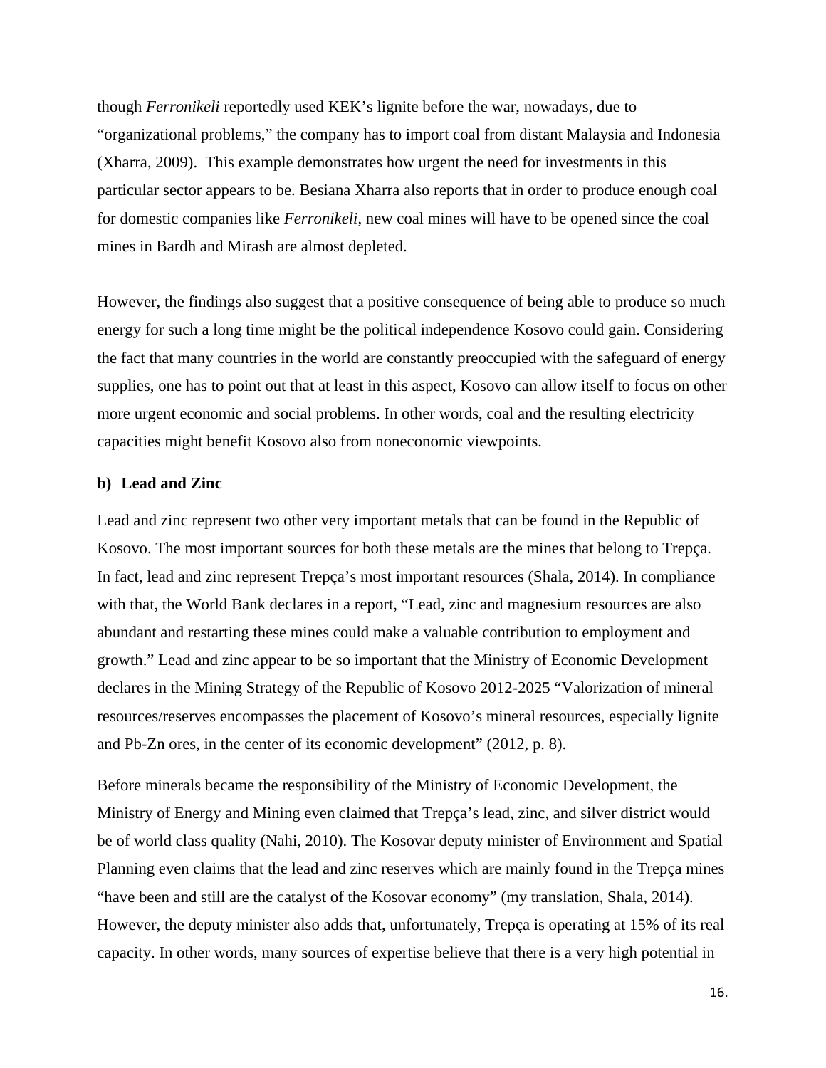though *Ferronikeli* reportedly used KEK's lignite before the war, nowadays, due to "organizational problems," the company has to import coal from distant Malaysia and Indonesia (Xharra, 2009). This example demonstrates how urgent the need for investments in this particular sector appears to be. Besiana Xharra also reports that in order to produce enough coal for domestic companies like *Ferronikeli*, new coal mines will have to be opened since the coal mines in Bardh and Mirash are almost depleted.

However, the findings also suggest that a positive consequence of being able to produce so much energy for such a long time might be the political independence Kosovo could gain. Considering the fact that many countries in the world are constantly preoccupied with the safeguard of energy supplies, one has to point out that at least in this aspect, Kosovo can allow itself to focus on other more urgent economic and social problems. In other words, coal and the resulting electricity capacities might benefit Kosovo also from noneconomic viewpoints.

**b) Lead and Zinc**

Lead and zinc represent two other very important metals that can be found in the Republic of Kosovo. The most important sources for both these metals are the mines that belong to Trepça. In fact, lead and zinc represent Trepça's most important resources (Shala, 2014). In compliance with that, the World Bank declares in a report, "Lead, zinc and magnesium resources are also abundant and restarting these mines could make a valuable contribution to employment and growth." Lead and zinc appear to be so important that the Ministry of Economic Development declares in the Mining Strategy of the Republic of Kosovo 2012-2025 "Valorization of mineral resources/reserves encompasses the placement of Kosovo's mineral resources, especially lignite and Pb-Zn ores, in the center of its economic development" (2012, p. 8).

Before minerals became the responsibility of the Ministry of Economic Development, the Ministry of Energy and Mining even claimed that Trepça's lead, zinc, and silver district would be of world class quality (Nahi, 2010). The Kosovar deputy minister of Environment and Spatial Planning even claims that the lead and zinc reserves which are mainly found in the Trepça mines "have been and still are the catalyst of the Kosovar economy" (my translation, Shala, 2014). However, the deputy minister also adds that, unfortunately, Trepça is operating at 15% of its real capacity. In other words, many sources of expertise believe that there is a very high potential in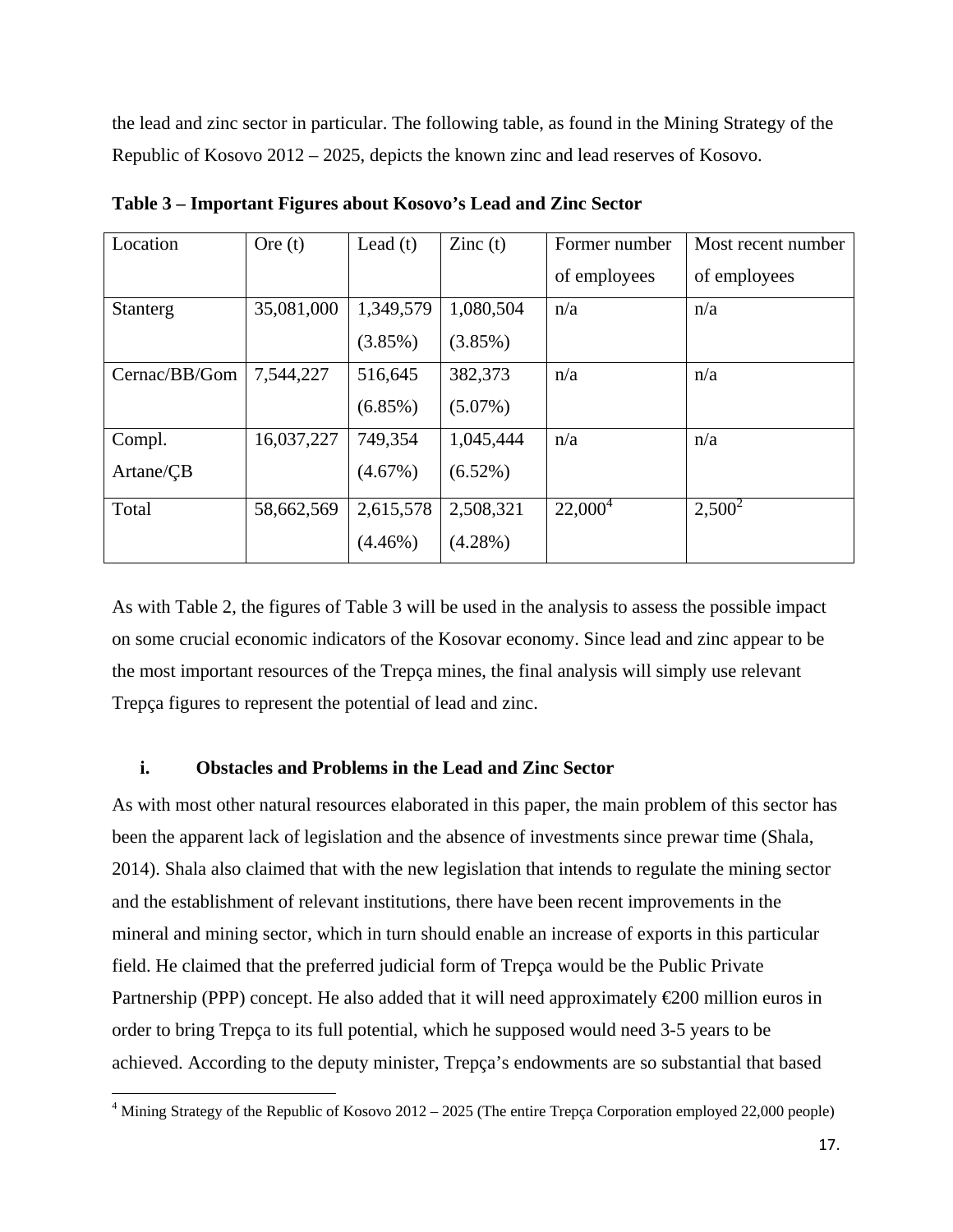the lead and zinc sector in particular. The following table, as found in the Mining Strategy of the Republic of Kosovo 2012 – 2025, depicts the known zinc and lead reserves of Kosovo.

**Table 3 – Important Figures about Kosovo's Lead and Zinc Sector**

| Location | Ore (t) | Lead (t) | Zinc (t) | Former number of employees | Most recent number of employees |
|---|---|---|---|---|---|
| Stanterg | 35,081,000 | 1,349,579 (3.85%) | 1,080,504 (3.85%) | n/a | n/a |
| Cernac/BB/Gom | 7,544,227 | 516,645 (6.85%) | 382,373 (5.07%) | n/a | n/a |
| Compl. Artane/ÇB | 16,037,227 | 749,354 (4.67%) | 1,045,444 (6.52%) | n/a | n/a |
| Total | 58,662,569 | 2,615,578 (4.46%) | 2,508,321 (4.28%) | 22,000[4] | 2,500[2] |

As with Table 2, the figures of Table 3 will be used in the analysis to assess the possible impact on some crucial economic indicators of the Kosovar economy. Since lead and zinc appear to be the most important resources of the Trepça mines, the final analysis will simply use relevant Trepça figures to represent the potential of lead and zinc.

#### i. Obstacles and Problems in the Lead and Zinc Sector

As with most other natural resources elaborated in this paper, the main problem of this sector has been the apparent lack of legislation and the absence of investments since prewar time (Shala, 2014). Shala also claimed that with the new legislation that intends to regulate the mining sector and the establishment of relevant institutions, there have been recent improvements in the mineral and mining sector, which in turn should enable an increase of exports in this particular field. He claimed that the preferred judicial form of Trepça would be the Public Private Partnership (PPP) concept. He also added that it will need approximately €200 million euros in order to bring Trepça to its full potential, which he supposed would need 3-5 years to be achieved. According to the deputy minister, Trepça's endowments are so substantial that based

[4] Mining Strategy of the Republic of Kosovo 2012 – 2025 (The entire Trepça Corporation employed 22,000 people)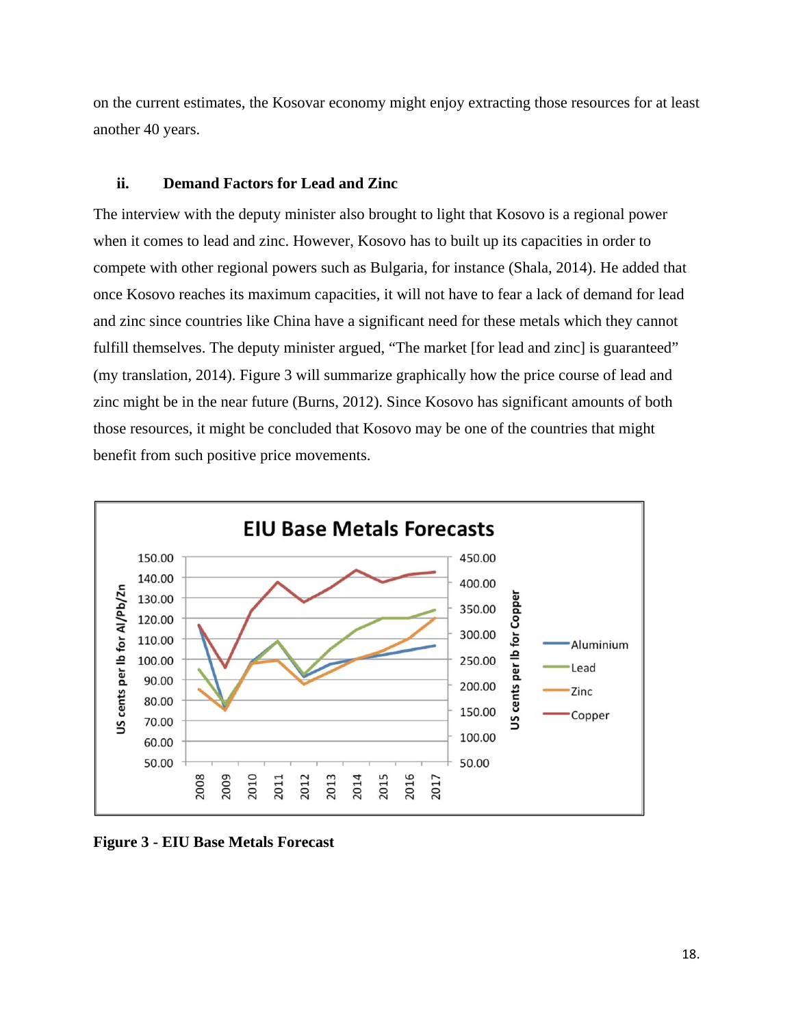on the current estimates, the Kosovar economy might enjoy extracting those resources for at least another 40 years.

### ii. Demand Factors for Lead and Zinc

The interview with the deputy minister also brought to light that Kosovo is a regional power when it comes to lead and zinc. However, Kosovo has to built up its capacities in order to compete with other regional powers such as Bulgaria, for instance (Shala, 2014). He added that once Kosovo reaches its maximum capacities, it will not have to fear a lack of demand for lead and zinc since countries like China have a significant need for these metals which they cannot fulfill themselves. The deputy minister argued, “The market [for lead and zinc] is guaranteed” (my translation, 2014). Figure 3 will summarize graphically how the price course of lead and zinc might be in the near future (Burns, 2012). Since Kosovo has significant amounts of both those resources, it might be concluded that Kosovo may be one of the countries that might benefit from such positive price movements.

**Figure 3 - EIU Base Metals Forecast**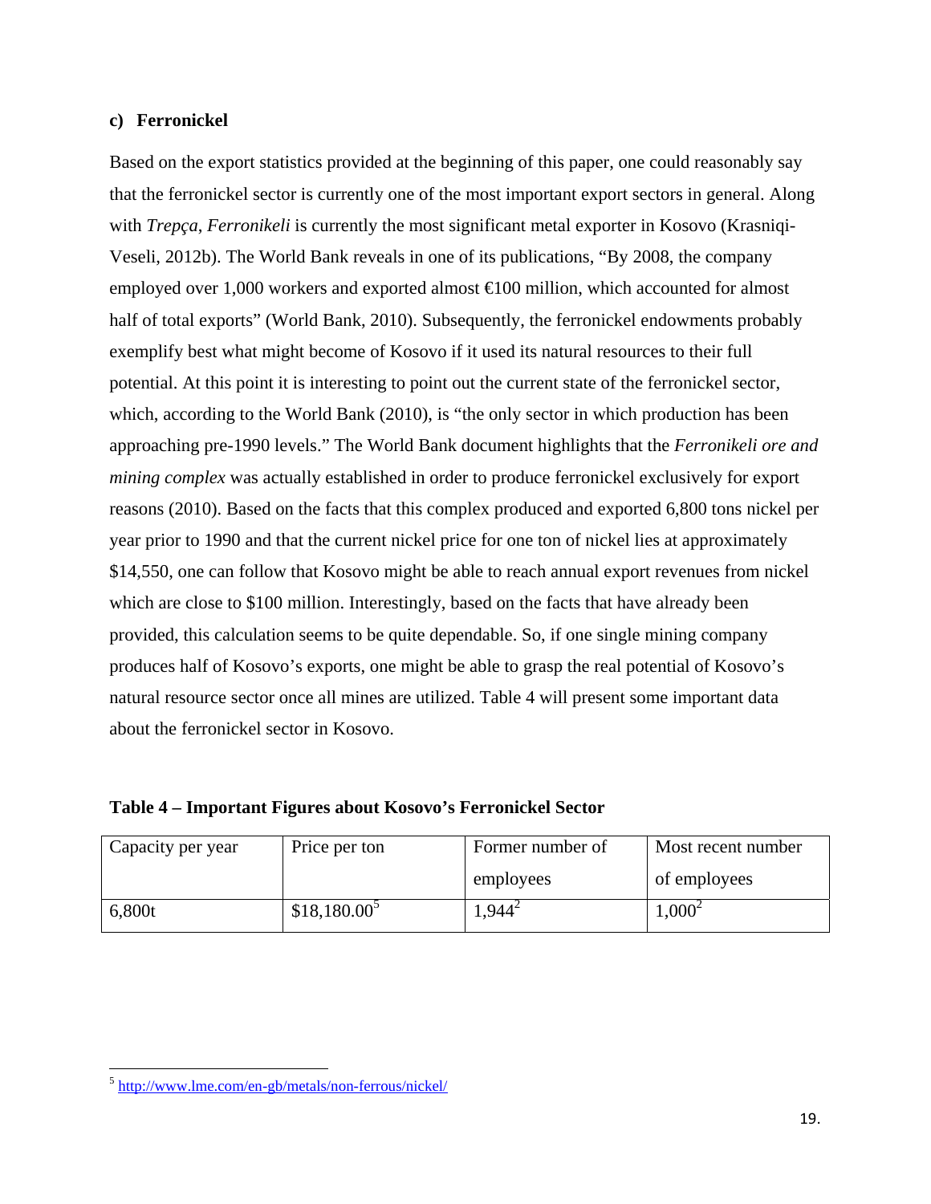### c) Ferronickel

Based on the export statistics provided at the beginning of this paper, one could reasonably say that the ferronickel sector is currently one of the most important export sectors in general. Along with *Trepça*, *Ferronikeli* is currently the most significant metal exporter in Kosovo (Krasniqi-Veseli, 2012b). The World Bank reveals in one of its publications, "By 2008, the company employed over 1,000 workers and exported almost €100 million, which accounted for almost half of total exports" (World Bank, 2010). Subsequently, the ferronickel endowments probably exemplify best what might become of Kosovo if it used its natural resources to their full potential. At this point it is interesting to point out the current state of the ferronickel sector, which, according to the World Bank (2010), is "the only sector in which production has been approaching pre-1990 levels." The World Bank document highlights that the *Ferronikeli ore and mining complex* was actually established in order to produce ferronickel exclusively for export reasons (2010). Based on the facts that this complex produced and exported 6,800 tons nickel per year prior to 1990 and that the current nickel price for one ton of nickel lies at approximately $14,550, one can follow that Kosovo might be able to reach annual export revenues from nickel which are close to $100 million. Interestingly, based on the facts that have already been provided, this calculation seems to be quite dependable. So, if one single mining company produces half of Kosovo's exports, one might be able to grasp the real potential of Kosovo's natural resource sector once all mines are utilized. Table 4 will present some important data about the ferronickel sector in Kosovo.

**Table 4 – Important Figures about Kosovo's Ferronickel Sector**

| Capacity per year | Price per ton | Former number of employees | Most recent number of employees |
|---|---|---|---|
| 6,800t | $18,180.00[5] | 1,944[2] | 1,000[2] |

[5] http://www.lme.com/en-gb/metals/non-ferrous/nickel/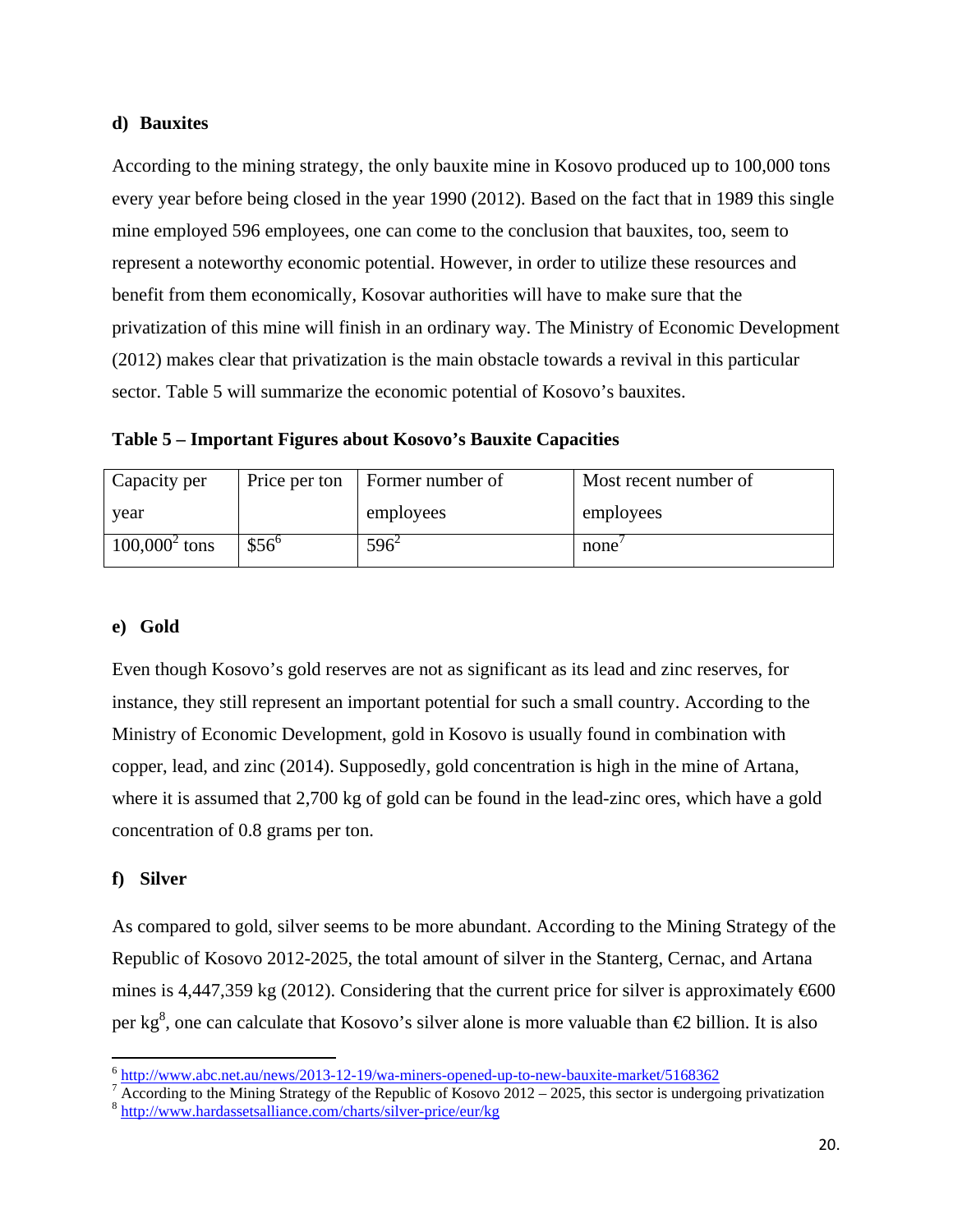### d) Bauxites

According to the mining strategy, the only bauxite mine in Kosovo produced up to 100,000 tons every year before being closed in the year 1990 (2012). Based on the fact that in 1989 this single mine employed 596 employees, one can come to the conclusion that bauxites, too, seem to represent a noteworthy economic potential. However, in order to utilize these resources and benefit from them economically, Kosovar authorities will have to make sure that the privatization of this mine will finish in an ordinary way. The Ministry of Economic Development (2012) makes clear that privatization is the main obstacle towards a revival in this particular sector. Table 5 will summarize the economic potential of Kosovo's bauxites.

**Table 5 – Important Figures about Kosovo's Bauxite Capacities**

| Capacity per year | Price per ton | Former number of employees | Most recent number of employees |
|---|---|---|---|
| 100,000[2] tons | $56[6] | 596[2] | none[7] |

### e) Gold

Even though Kosovo's gold reserves are not as significant as its lead and zinc reserves, for instance, they still represent an important potential for such a small country. According to the Ministry of Economic Development, gold in Kosovo is usually found in combination with copper, lead, and zinc (2014). Supposedly, gold concentration is high in the mine of Artana, where it is assumed that 2,700 kg of gold can be found in the lead-zinc ores, which have a gold concentration of 0.8 grams per ton.

### f) Silver

As compared to gold, silver seems to be more abundant. According to the Mining Strategy of the Republic of Kosovo 2012-2025, the total amount of silver in the Stanterg, Cernac, and Artana mines is 4,447,359 kg (2012). Considering that the current price for silver is approximately €600 per kg[8], one can calculate that Kosovo's silver alone is more valuable than €2 billion. It is also

---

[6] http://www.abc.net.au/news/2013-12-19/wa-miners-opened-up-to-new-bauxite-market/5168362

[7] According to the Mining Strategy of the Republic of Kosovo 2012 – 2025, this sector is undergoing privatization

[8] http://www.hardassetsalliance.com/charts/silver-price/eur/kg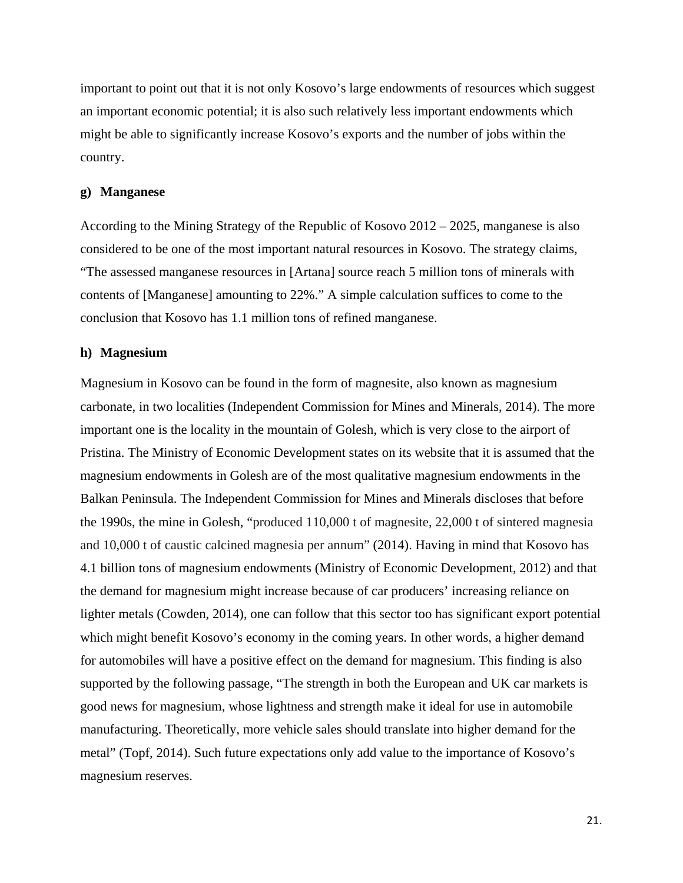important to point out that it is not only Kosovo's large endowments of resources which suggest an important economic potential; it is also such relatively less important endowments which might be able to significantly increase Kosovo's exports and the number of jobs within the country.

### g) Manganese

According to the Mining Strategy of the Republic of Kosovo 2012 – 2025, manganese is also considered to be one of the most important natural resources in Kosovo. The strategy claims, "The assessed manganese resources in [Artana] source reach 5 million tons of minerals with contents of [Manganese] amounting to 22%." A simple calculation suffices to come to the conclusion that Kosovo has 1.1 million tons of refined manganese.

### h) Magnesium

Magnesium in Kosovo can be found in the form of magnesite, also known as magnesium carbonate, in two localities (Independent Commission for Mines and Minerals, 2014). The more important one is the locality in the mountain of Golesh, which is very close to the airport of Pristina. The Ministry of Economic Development states on its website that it is assumed that the magnesium endowments in Golesh are of the most qualitative magnesium endowments in the Balkan Peninsula. The Independent Commission for Mines and Minerals discloses that before the 1990s, the mine in Golesh, "produced 110,000 t of magnesite, 22,000 t of sintered magnesia and 10,000 t of caustic calcined magnesia per annum" (2014). Having in mind that Kosovo has 4.1 billion tons of magnesium endowments (Ministry of Economic Development, 2012) and that the demand for magnesium might increase because of car producers' increasing reliance on lighter metals (Cowden, 2014), one can follow that this sector too has significant export potential which might benefit Kosovo's economy in the coming years. In other words, a higher demand for automobiles will have a positive effect on the demand for magnesium. This finding is also supported by the following passage, "The strength in both the European and UK car markets is good news for magnesium, whose lightness and strength make it ideal for use in automobile manufacturing. Theoretically, more vehicle sales should translate into higher demand for the metal" (Topf, 2014). Such future expectations only add value to the importance of Kosovo's magnesium reserves.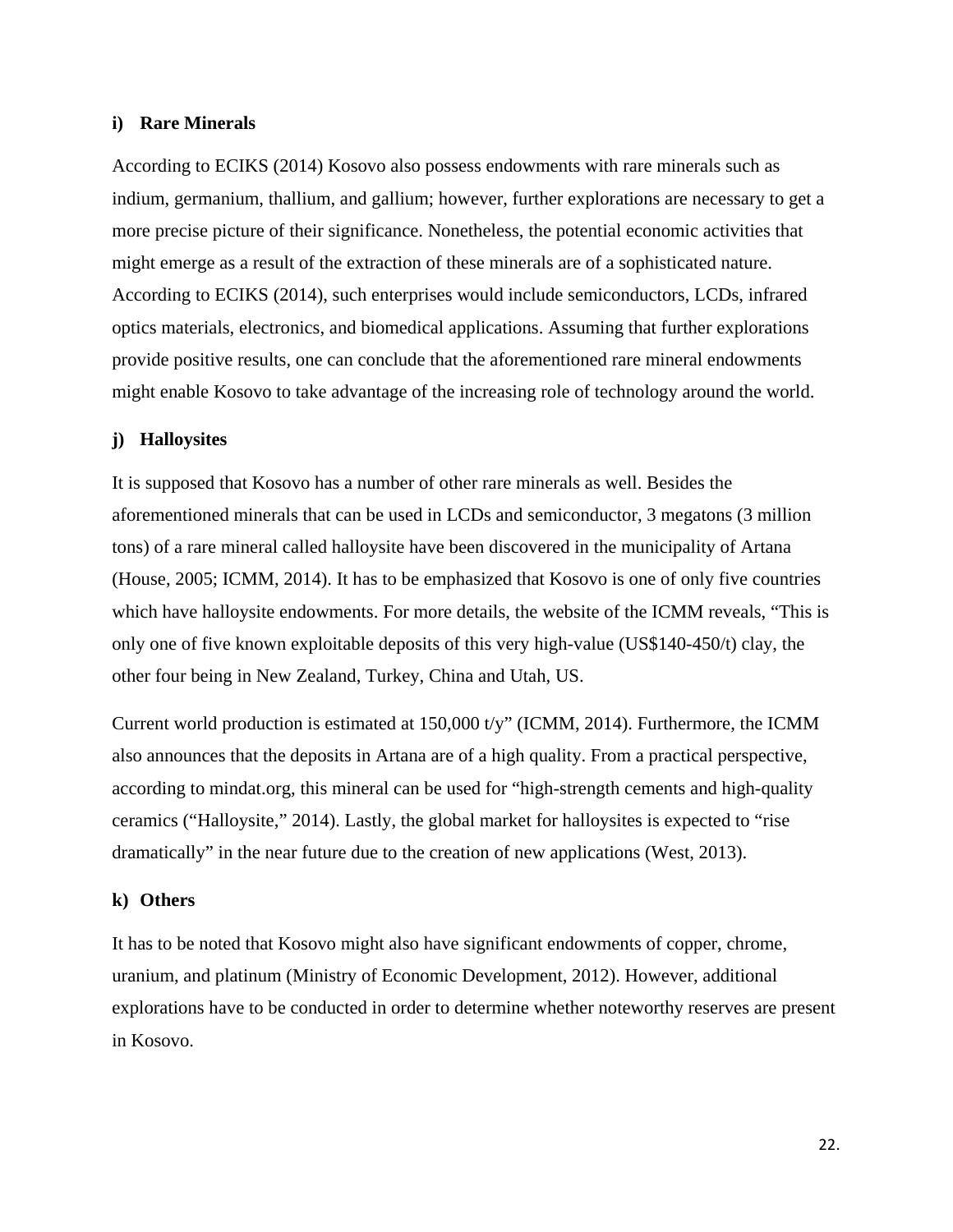**i) Rare Minerals**

According to ECIKS (2014) Kosovo also possess endowments with rare minerals such as indium, germanium, thallium, and gallium; however, further explorations are necessary to get a more precise picture of their significance. Nonetheless, the potential economic activities that might emerge as a result of the extraction of these minerals are of a sophisticated nature. According to ECIKS (2014), such enterprises would include semiconductors, LCDs, infrared optics materials, electronics, and biomedical applications. Assuming that further explorations provide positive results, one can conclude that the aforementioned rare mineral endowments might enable Kosovo to take advantage of the increasing role of technology around the world.

**j) Halloysites**

It is supposed that Kosovo has a number of other rare minerals as well. Besides the aforementioned minerals that can be used in LCDs and semiconductor, 3 megatons (3 million tons) of a rare mineral called halloysite have been discovered in the municipality of Artana (House, 2005; ICMM, 2014). It has to be emphasized that Kosovo is one of only five countries which have halloysite endowments. For more details, the website of the ICMM reveals, "This is only one of five known exploitable deposits of this very high-value (US$140-450/t) clay, the other four being in New Zealand, Turkey, China and Utah, US.

Current world production is estimated at 150,000 t/y" (ICMM, 2014). Furthermore, the ICMM also announces that the deposits in Artana are of a high quality. From a practical perspective, according to mindat.org, this mineral can be used for "high-strength cements and high-quality ceramics ("Halloysite," 2014). Lastly, the global market for halloysites is expected to "rise dramatically" in the near future due to the creation of new applications (West, 2013).

**k) Others**

It has to be noted that Kosovo might also have significant endowments of copper, chrome, uranium, and platinum (Ministry of Economic Development, 2012). However, additional explorations have to be conducted in order to determine whether noteworthy reserves are present in Kosovo.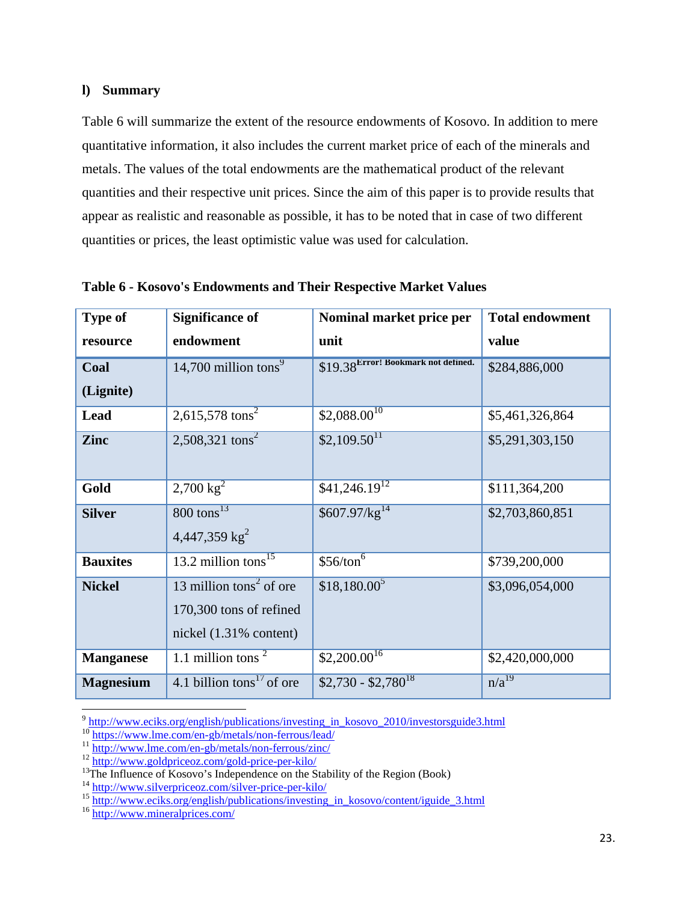## l) Summary

Table 6 will summarize the extent of the resource endowments of Kosovo. In addition to mere quantitative information, it also includes the current market price of each of the minerals and metals. The values of the total endowments are the mathematical product of the relevant quantities and their respective unit prices. Since the aim of this paper is to provide results that appear as realistic and reasonable as possible, it has to be noted that in case of two different quantities or prices, the least optimistic value was used for calculation.

**Table 6 - Kosovo's Endowments and Their Respective Market Values**

| Type of resource | Significance of endowment | Nominal market price per unit | Total endowment value |
|---|---|---|---|
| **Coal (Lignite)** | 14,700 million tons[9] | $19.38[Error! Bookmark not defined.] | $284,886,000 |
| **Lead** | 2,615,578 tons[2] | $2,088.00[10] | $5,461,326,864 |
| **Zinc** | 2,508,321 tons[2] | $2,109.50[11] | $5,291,303,150 |
| **Gold** | 2,700 kg[2] | $41,246.19[12] | $111,364,200 |
| **Silver** | 800 tons[13] 4,447,359 kg[2] | $607.97/kg[14] | $2,703,860,851 |
| **Bauxites** | 13.2 million tons[15] | $56/ton[6] | $739,200,000 |
| **Nickel** | 13 million tons[2] of ore 170,300 tons of refined nickel (1.31% content) | $18,180.00[5] | $3,096,054,000 |
| **Manganese** | 1.1 million tons [2] | $2,200.00[16] | $2,420,000,000 |
| **Magnesium** | 4.1 billion tons[17] of ore | $2,730 - $2,780[18] | n/a[19] |

[9] http://www.eciks.org/english/publications/investing_in_kosovo_2010/investorsguide3.html
[10] https://www.lme.com/en-gb/metals/non-ferrous/lead/
[11] http://www.lme.com/en-gb/metals/non-ferrous/zinc/
[12] http://www.goldpriceoz.com/gold-price-per-kilo/
[13] The Influence of Kosovo's Independence on the Stability of the Region (Book)
[14] http://www.silverpriceoz.com/silver-price-per-kilo/
[15] http://www.eciks.org/english/publications/investing_in_kosovo/content/iguide_3.html
[16] http://www.mineralprices.com/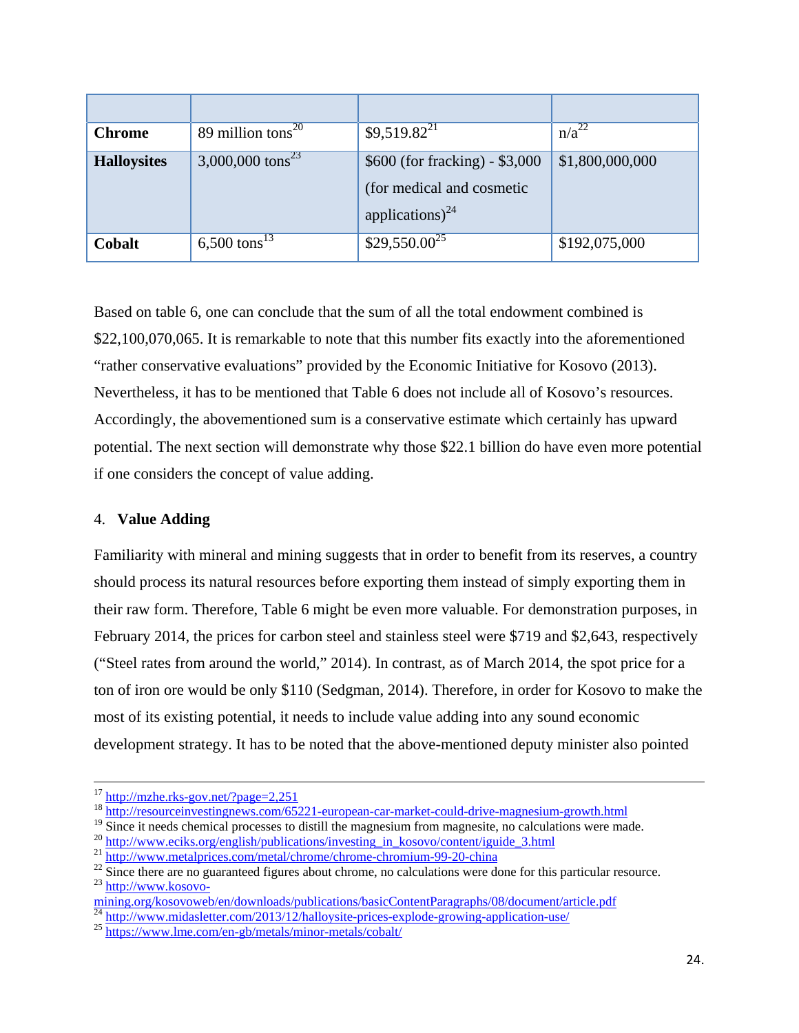| | | | |
|---|---|---|---|
| **Chrome** | 89 million tons[20] | $9,519.82[21] | n/a[22] |
| **Halloysites** | 3,000,000 tons[23] | $600 (for fracking) - $3,000 (for medical and cosmetic applications)[24] | $1,800,000,000 |
| **Cobalt** | 6,500 tons[13] | $29,550.00[25] | $192,075,000 |

Based on table 6, one can conclude that the sum of all the total endowment combined is $22,100,070,065. It is remarkable to note that this number fits exactly into the aforementioned "rather conservative evaluations" provided by the Economic Initiative for Kosovo (2013). Nevertheless, it has to be mentioned that Table 6 does not include all of Kosovo's resources. Accordingly, the abovementioned sum is a conservative estimate which certainly has upward potential. The next section will demonstrate why those $22.1 billion do have even more potential if one considers the concept of value adding.

## 4. Value Adding

Familiarity with mineral and mining suggests that in order to benefit from its reserves, a country should process its natural resources before exporting them instead of simply exporting them in their raw form. Therefore, Table 6 might be even more valuable. For demonstration purposes, in February 2014, the prices for carbon steel and stainless steel were $719 and $2,643, respectively ("Steel rates from around the world," 2014). In contrast, as of March 2014, the spot price for a ton of iron ore would be only $110 (Sedgman, 2014). Therefore, in order for Kosovo to make the most of its existing potential, it needs to include value adding into any sound economic development strategy. It has to be noted that the above-mentioned deputy minister also pointed

---

[17] http://mzhe.rks-gov.net/?page=2,251

[18] http://resourceinvestingnews.com/65221-european-car-market-could-drive-magnesium-growth.html

[19] Since it needs chemical processes to distill the magnesium from magnesite, no calculations were made.

[20] http://www.eciks.org/english/publications/investing_in_kosovo/content/iguide_3.html

[21] http://www.metalprices.com/metal/chrome/chrome-chromium-99-20-china

[22] Since there are no guaranteed figures about chrome, no calculations were done for this particular resource.

[23] http://www.kosovo-mining.org/kosovoweb/en/downloads/publications/basicContentParagraphs/08/document/article.pdf

[24] http://www.midasletter.com/2013/12/halloysite-prices-explode-growing-application-use/

[25] https://www.lme.com/en-gb/metals/minor-metals/cobalt/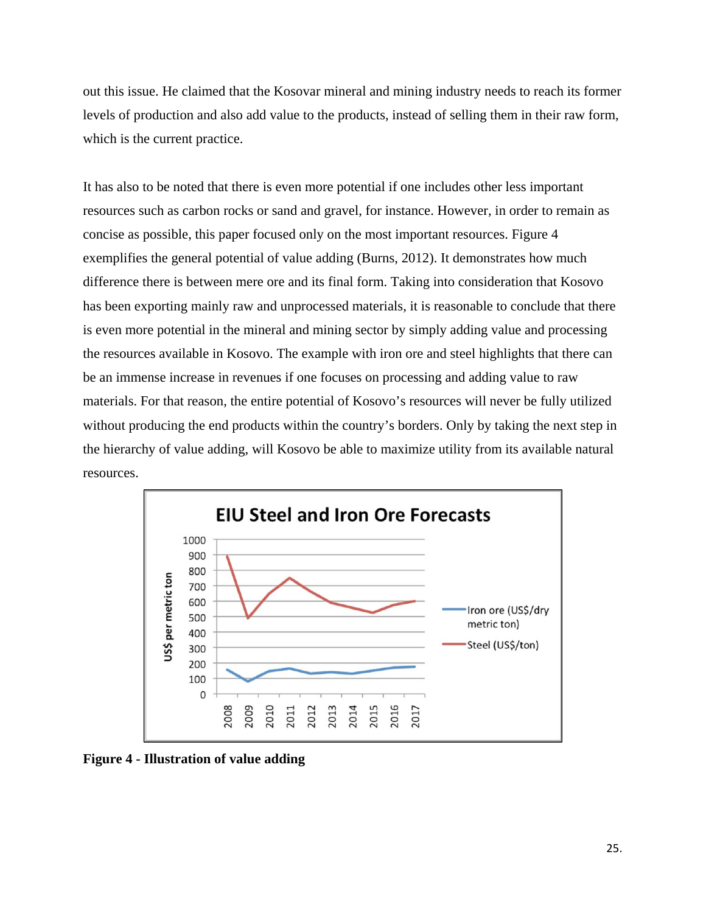out this issue. He claimed that the Kosovar mineral and mining industry needs to reach its former levels of production and also add value to the products, instead of selling them in their raw form, which is the current practice.

It has also to be noted that there is even more potential if one includes other less important resources such as carbon rocks or sand and gravel, for instance. However, in order to remain as concise as possible, this paper focused only on the most important resources. Figure 4 exemplifies the general potential of value adding (Burns, 2012). It demonstrates how much difference there is between mere ore and its final form. Taking into consideration that Kosovo has been exporting mainly raw and unprocessed materials, it is reasonable to conclude that there is even more potential in the mineral and mining sector by simply adding value and processing the resources available in Kosovo. The example with iron ore and steel highlights that there can be an immense increase in revenues if one focuses on processing and adding value to raw materials. For that reason, the entire potential of Kosovo's resources will never be fully utilized without producing the end products within the country's borders. Only by taking the next step in the hierarchy of value adding, will Kosovo be able to maximize utility from its available natural resources.

**Figure 4 - Illustration of value adding**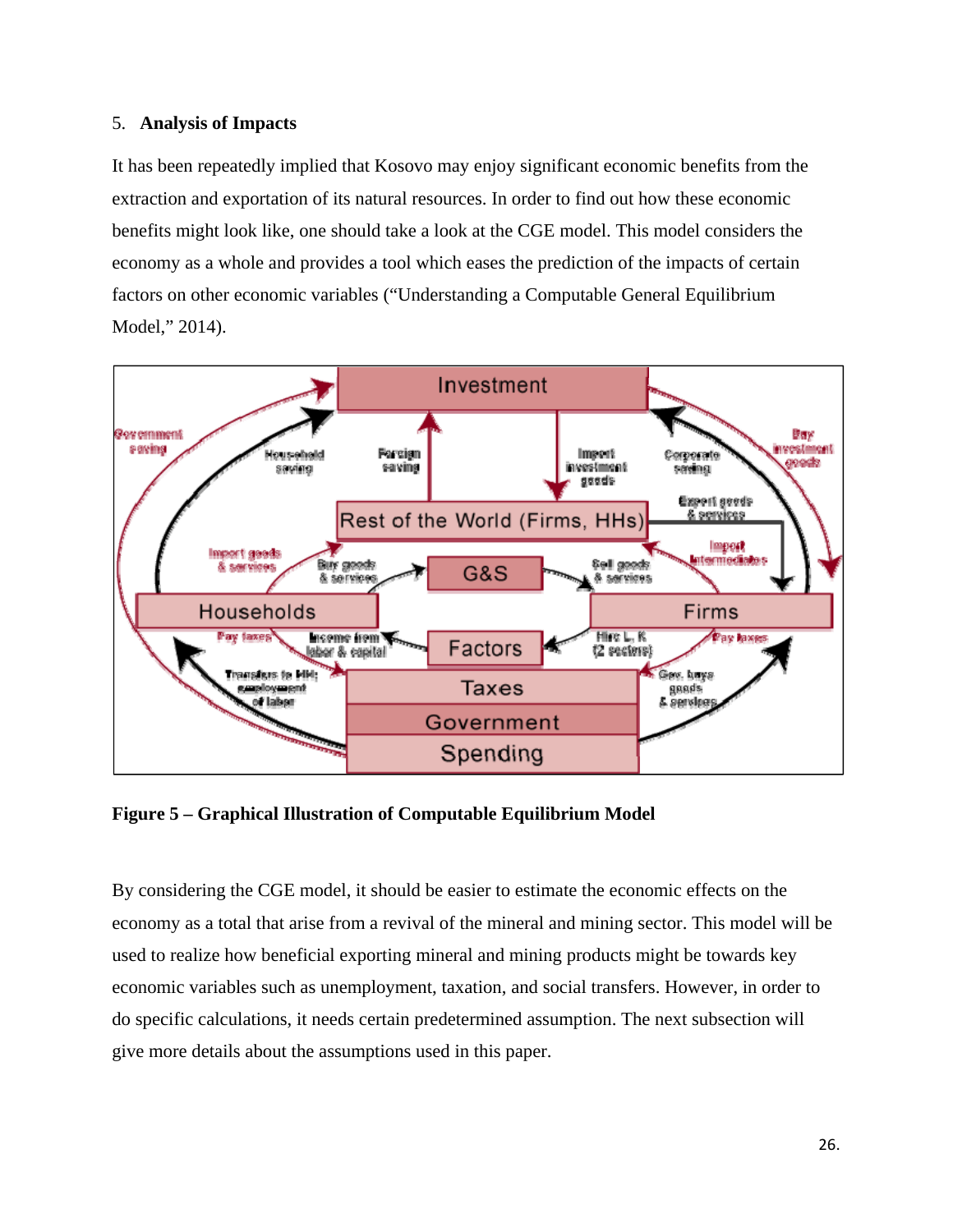## 5. Analysis of Impacts

It has been repeatedly implied that Kosovo may enjoy significant economic benefits from the extraction and exportation of its natural resources. In order to find out how these economic benefits might look like, one should take a look at the CGE model. This model considers the economy as a whole and provides a tool which eases the prediction of the impacts of certain factors on other economic variables ("Understanding a Computable General Equilibrium Model," 2014).

**Figure 5 – Graphical Illustration of Computable Equilibrium Model**

By considering the CGE model, it should be easier to estimate the economic effects on the economy as a total that arise from a revival of the mineral and mining sector. This model will be used to realize how beneficial exporting mineral and mining products might be towards key economic variables such as unemployment, taxation, and social transfers. However, in order to do specific calculations, it needs certain predetermined assumption. The next subsection will give more details about the assumptions used in this paper.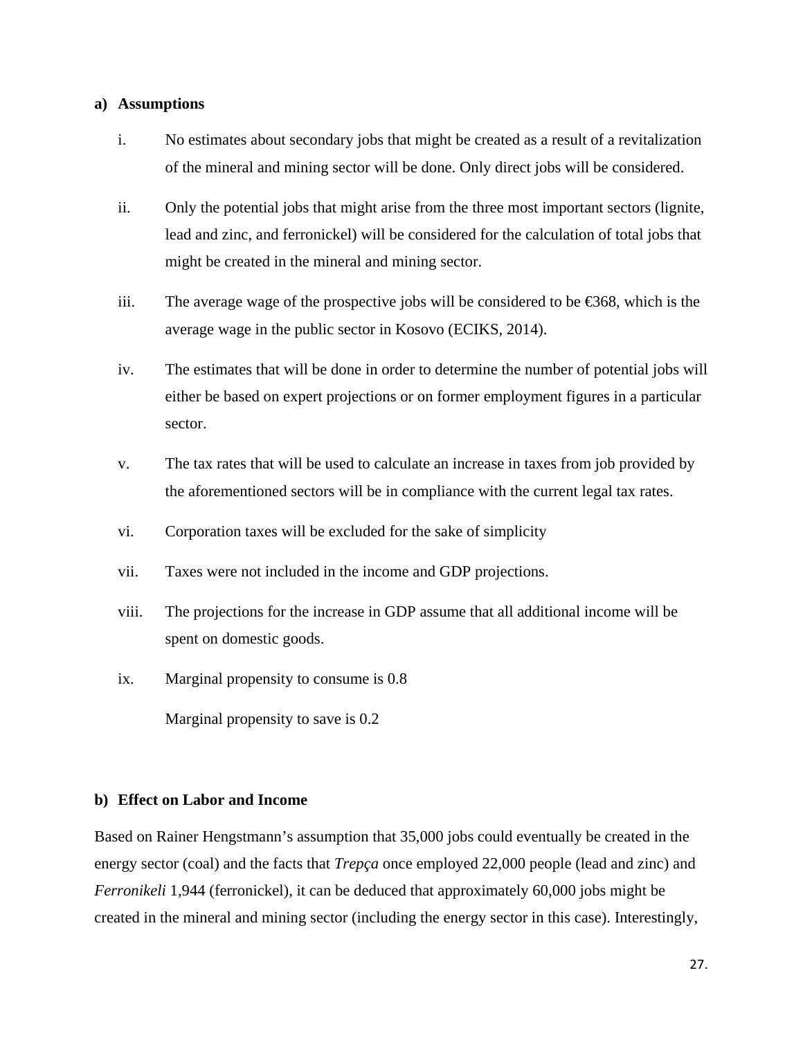### a) Assumptions

i. No estimates about secondary jobs that might be created as a result of a revitalization of the mineral and mining sector will be done. Only direct jobs will be considered.

ii. Only the potential jobs that might arise from the three most important sectors (lignite, lead and zinc, and ferronickel) will be considered for the calculation of total jobs that might be created in the mineral and mining sector.

iii. The average wage of the prospective jobs will be considered to be €368, which is the average wage in the public sector in Kosovo (ECIKS, 2014).

iv. The estimates that will be done in order to determine the number of potential jobs will either be based on expert projections or on former employment figures in a particular sector.

v. The tax rates that will be used to calculate an increase in taxes from job provided by the aforementioned sectors will be in compliance with the current legal tax rates.

vi. Corporation taxes will be excluded for the sake of simplicity

vii. Taxes were not included in the income and GDP projections.

viii. The projections for the increase in GDP assume that all additional income will be spent on domestic goods.

ix. Marginal propensity to consume is 0.8

   Marginal propensity to save is 0.2

### b) Effect on Labor and Income

Based on Rainer Hengstmann's assumption that 35,000 jobs could eventually be created in the energy sector (coal) and the facts that *Trepça* once employed 22,000 people (lead and zinc) and *Ferronikeli* 1,944 (ferronickel), it can be deduced that approximately 60,000 jobs might be created in the mineral and mining sector (including the energy sector in this case). Interestingly,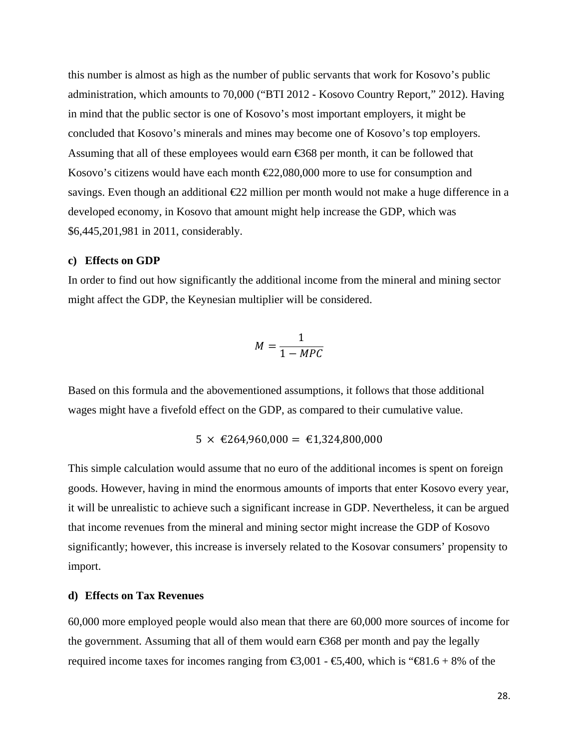this number is almost as high as the number of public servants that work for Kosovo's public administration, which amounts to 70,000 ("BTI 2012 - Kosovo Country Report," 2012). Having in mind that the public sector is one of Kosovo's most important employers, it might be concluded that Kosovo's minerals and mines may become one of Kosovo's top employers. Assuming that all of these employees would earn €368 per month, it can be followed that Kosovo's citizens would have each month €22,080,000 more to use for consumption and savings. Even though an additional €22 million per month would not make a huge difference in a developed economy, in Kosovo that amount might help increase the GDP, which was $6,445,201,981 in 2011, considerably.

### c) Effects on GDP

In order to find out how significantly the additional income from the mineral and mining sector might affect the GDP, the Keynesian multiplier will be considered.

$$M = \frac{1}{1 - MPC}$$

Based on this formula and the abovementioned assumptions, it follows that those additional wages might have a fivefold effect on the GDP, as compared to their cumulative value.

$$5 \times €264{,}960{,}000 = €1{,}324{,}800{,}000$$

This simple calculation would assume that no euro of the additional incomes is spent on foreign goods. However, having in mind the enormous amounts of imports that enter Kosovo every year, it will be unrealistic to achieve such a significant increase in GDP. Nevertheless, it can be argued that income revenues from the mineral and mining sector might increase the GDP of Kosovo significantly; however, this increase is inversely related to the Kosovar consumers' propensity to import.

### d) Effects on Tax Revenues

60,000 more employed people would also mean that there are 60,000 more sources of income for the government. Assuming that all of them would earn €368 per month and pay the legally required income taxes for incomes ranging from €3,001 - €5,400, which is "€81.6 + 8% of the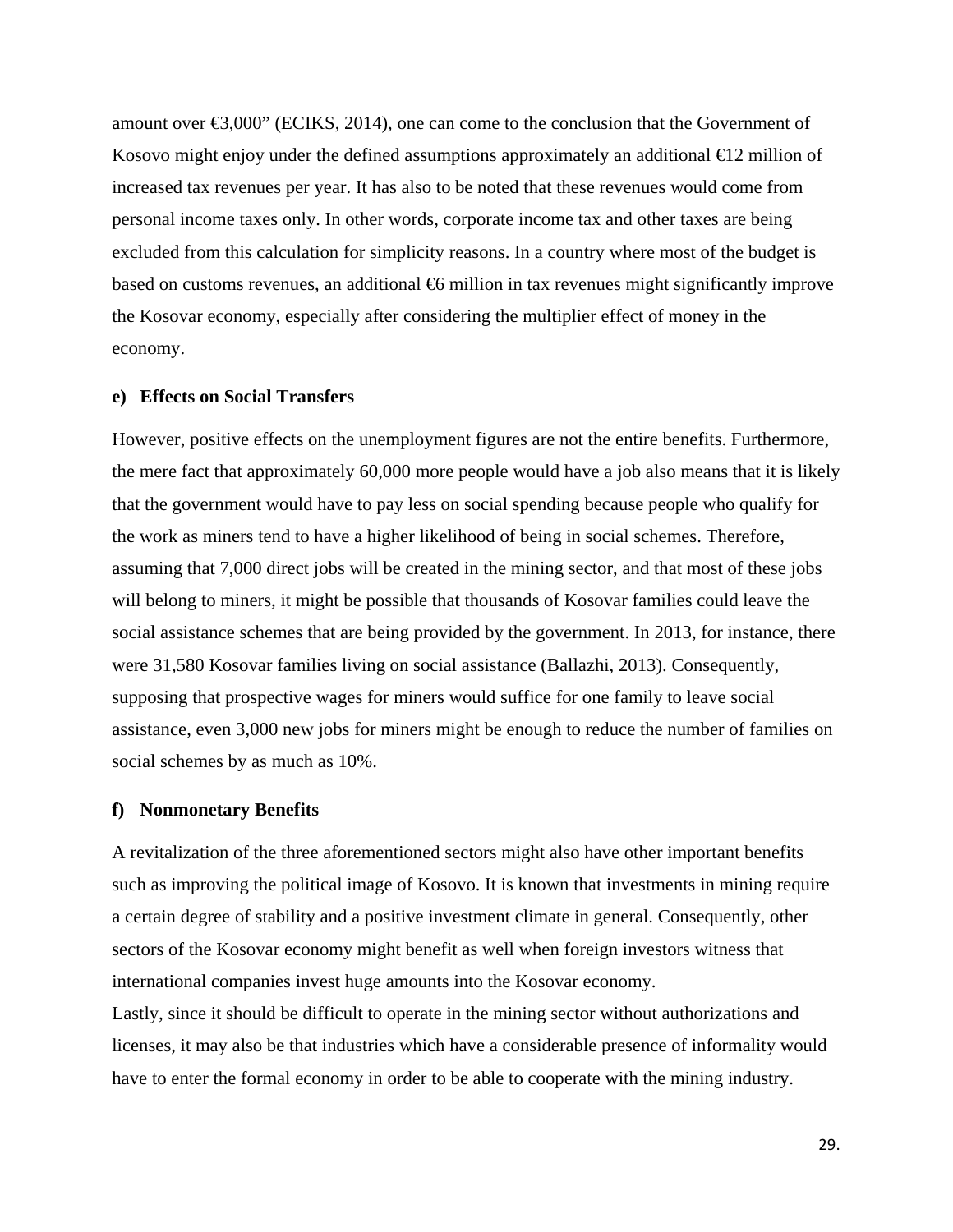amount over €3,000" (ECIKS, 2014), one can come to the conclusion that the Government of Kosovo might enjoy under the defined assumptions approximately an additional €12 million of increased tax revenues per year. It has also to be noted that these revenues would come from personal income taxes only. In other words, corporate income tax and other taxes are being excluded from this calculation for simplicity reasons. In a country where most of the budget is based on customs revenues, an additional €6 million in tax revenues might significantly improve the Kosovar economy, especially after considering the multiplier effect of money in the economy.

**e) Effects on Social Transfers**

However, positive effects on the unemployment figures are not the entire benefits. Furthermore, the mere fact that approximately 60,000 more people would have a job also means that it is likely that the government would have to pay less on social spending because people who qualify for the work as miners tend to have a higher likelihood of being in social schemes. Therefore, assuming that 7,000 direct jobs will be created in the mining sector, and that most of these jobs will belong to miners, it might be possible that thousands of Kosovar families could leave the social assistance schemes that are being provided by the government. In 2013, for instance, there were 31,580 Kosovar families living on social assistance (Ballazhi, 2013). Consequently, supposing that prospective wages for miners would suffice for one family to leave social assistance, even 3,000 new jobs for miners might be enough to reduce the number of families on social schemes by as much as 10%.

**f) Nonmonetary Benefits**

A revitalization of the three aforementioned sectors might also have other important benefits such as improving the political image of Kosovo. It is known that investments in mining require a certain degree of stability and a positive investment climate in general. Consequently, other sectors of the Kosovar economy might benefit as well when foreign investors witness that international companies invest huge amounts into the Kosovar economy.

Lastly, since it should be difficult to operate in the mining sector without authorizations and licenses, it may also be that industries which have a considerable presence of informality would have to enter the formal economy in order to be able to cooperate with the mining industry.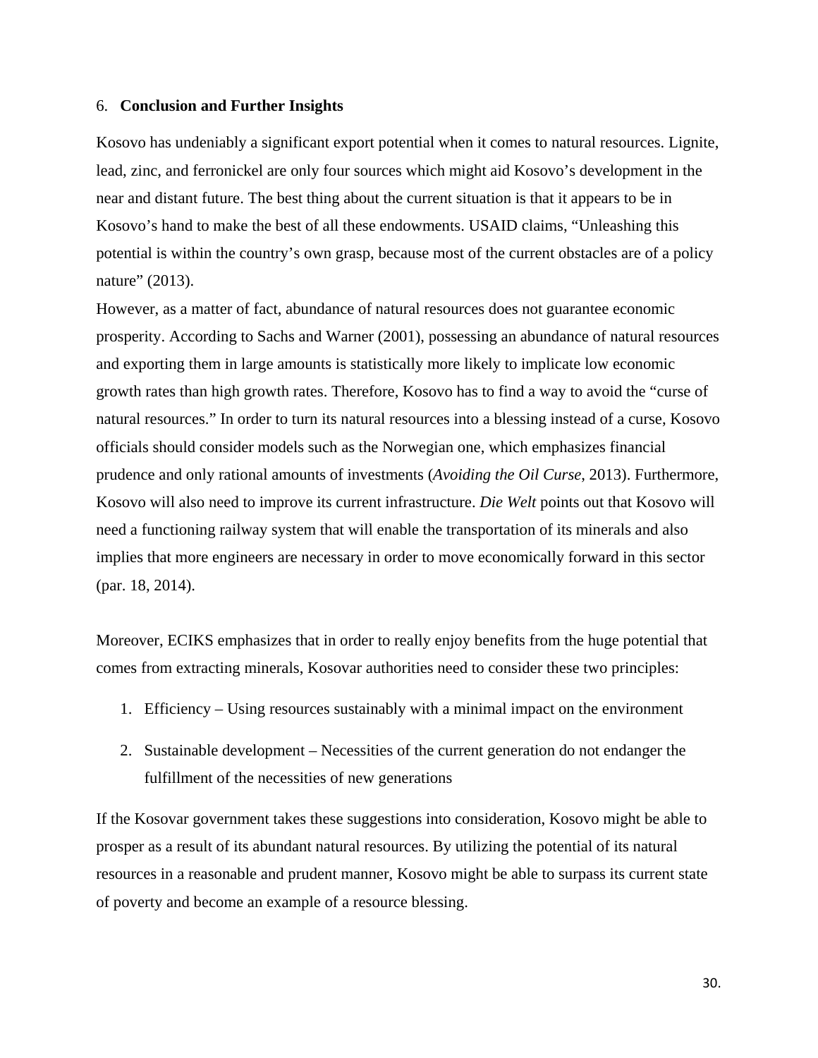## 6. Conclusion and Further Insights

Kosovo has undeniably a significant export potential when it comes to natural resources. Lignite, lead, zinc, and ferronickel are only four sources which might aid Kosovo's development in the near and distant future. The best thing about the current situation is that it appears to be in Kosovo's hand to make the best of all these endowments. USAID claims, "Unleashing this potential is within the country's own grasp, because most of the current obstacles are of a policy nature" (2013).

However, as a matter of fact, abundance of natural resources does not guarantee economic prosperity. According to Sachs and Warner (2001), possessing an abundance of natural resources and exporting them in large amounts is statistically more likely to implicate low economic growth rates than high growth rates. Therefore, Kosovo has to find a way to avoid the "curse of natural resources." In order to turn its natural resources into a blessing instead of a curse, Kosovo officials should consider models such as the Norwegian one, which emphasizes financial prudence and only rational amounts of investments (*Avoiding the Oil Curse*, 2013). Furthermore, Kosovo will also need to improve its current infrastructure. *Die Welt* points out that Kosovo will need a functioning railway system that will enable the transportation of its minerals and also implies that more engineers are necessary in order to move economically forward in this sector (par. 18, 2014).

Moreover, ECIKS emphasizes that in order to really enjoy benefits from the huge potential that comes from extracting minerals, Kosovar authorities need to consider these two principles:

1. Efficiency – Using resources sustainably with a minimal impact on the environment
2. Sustainable development – Necessities of the current generation do not endanger the fulfillment of the necessities of new generations

If the Kosovar government takes these suggestions into consideration, Kosovo might be able to prosper as a result of its abundant natural resources. By utilizing the potential of its natural resources in a reasonable and prudent manner, Kosovo might be able to surpass its current state of poverty and become an example of a resource blessing.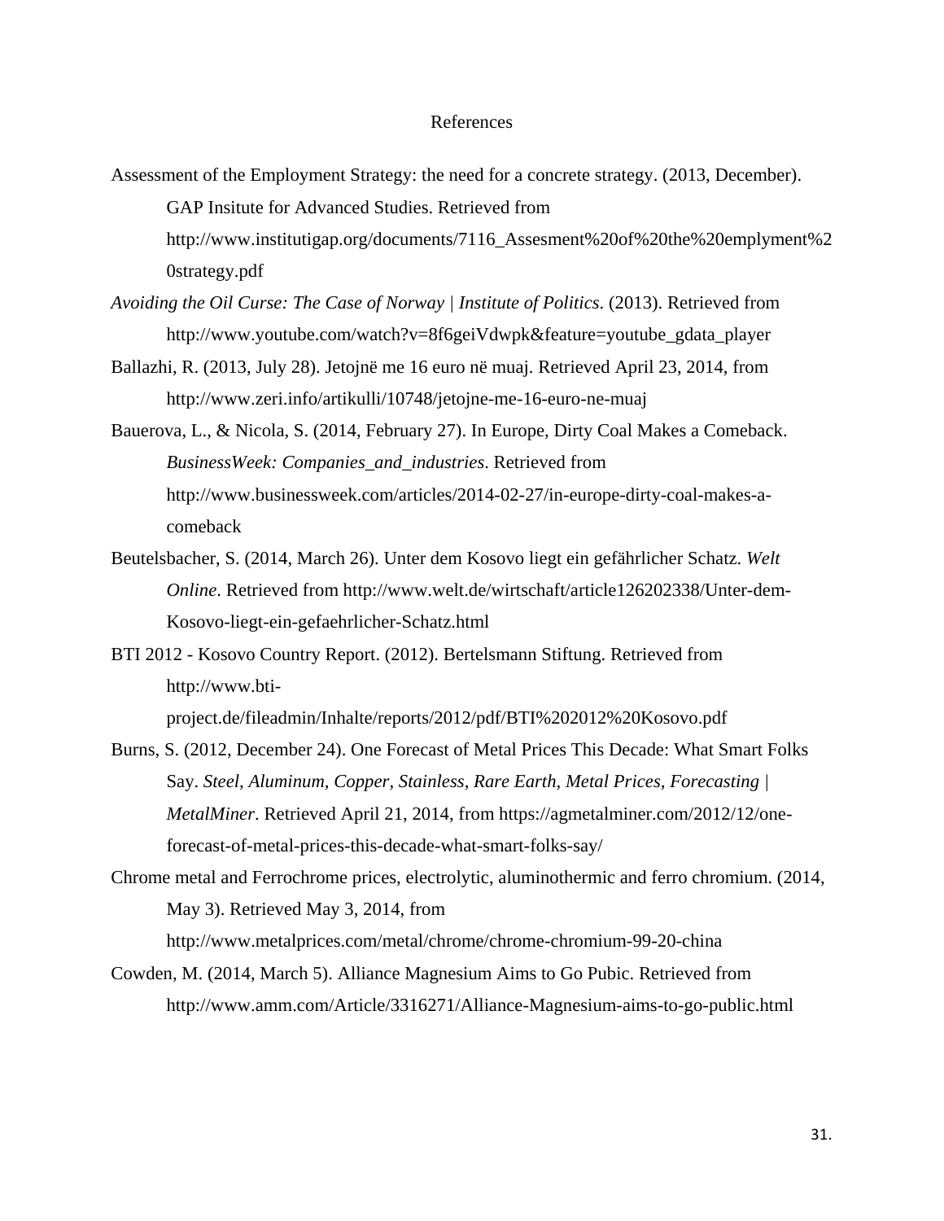# References

Assessment of the Employment Strategy: the need for a concrete strategy. (2013, December). GAP Insitute for Advanced Studies. Retrieved from http://www.institutigap.org/documents/7116_Assesment%20of%20the%20emplyment%20strategy.pdf

*Avoiding the Oil Curse: The Case of Norway | Institute of Politics*. (2013). Retrieved from http://www.youtube.com/watch?v=8f6geiVdwpk&feature=youtube_gdata_player

Ballazhi, R. (2013, July 28). Jetojnë me 16 euro në muaj. Retrieved April 23, 2014, from http://www.zeri.info/artikulli/10748/jetojne-me-16-euro-ne-muaj

Bauerova, L., & Nicola, S. (2014, February 27). In Europe, Dirty Coal Makes a Comeback. *BusinessWeek: Companies_and_industries*. Retrieved from http://www.businessweek.com/articles/2014-02-27/in-europe-dirty-coal-makes-a-comeback

Beutelsbacher, S. (2014, March 26). Unter dem Kosovo liegt ein gefährlicher Schatz. *Welt Online*. Retrieved from http://www.welt.de/wirtschaft/article126202338/Unter-dem-Kosovo-liegt-ein-gefaehrlicher-Schatz.html

BTI 2012 - Kosovo Country Report. (2012). Bertelsmann Stiftung. Retrieved from http://www.bti-project.de/fileadmin/Inhalte/reports/2012/pdf/BTI%202012%20Kosovo.pdf

Burns, S. (2012, December 24). One Forecast of Metal Prices This Decade: What Smart Folks Say. *Steel, Aluminum, Copper, Stainless, Rare Earth, Metal Prices, Forecasting | MetalMiner*. Retrieved April 21, 2014, from https://agmetalminer.com/2012/12/one-forecast-of-metal-prices-this-decade-what-smart-folks-say/

Chrome metal and Ferrochrome prices, electrolytic, aluminothermic and ferro chromium. (2014, May 3). Retrieved May 3, 2014, from http://www.metalprices.com/metal/chrome/chrome-chromium-99-20-china

Cowden, M. (2014, March 5). Alliance Magnesium Aims to Go Pubic. Retrieved from http://www.amm.com/Article/3316271/Alliance-Magnesium-aims-to-go-public.html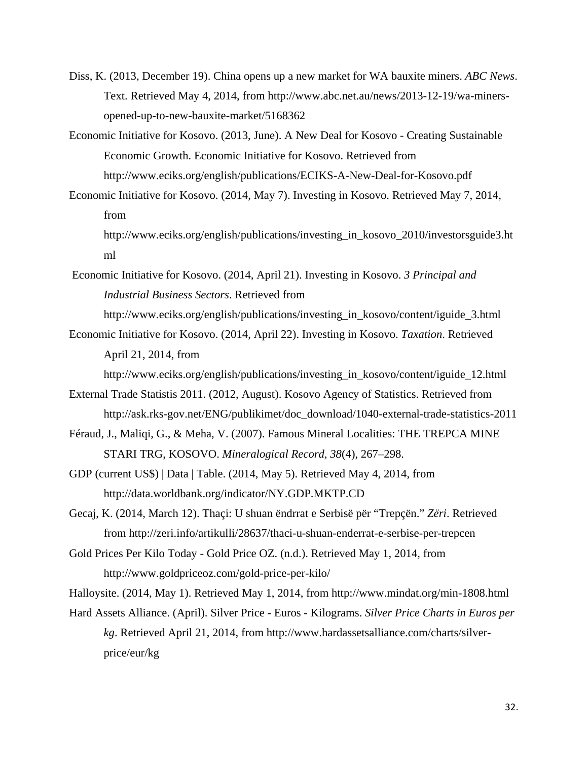Diss, K. (2013, December 19). China opens up a new market for WA bauxite miners. *ABC News*. Text. Retrieved May 4, 2014, from http://www.abc.net.au/news/2013-12-19/wa-miners-opened-up-to-new-bauxite-market/5168362

Economic Initiative for Kosovo. (2013, June). A New Deal for Kosovo - Creating Sustainable Economic Growth. Economic Initiative for Kosovo. Retrieved from http://www.eciks.org/english/publications/ECIKS-A-New-Deal-for-Kosovo.pdf

Economic Initiative for Kosovo. (2014, May 7). Investing in Kosovo. Retrieved May 7, 2014, from http://www.eciks.org/english/publications/investing_in_kosovo_2010/investorsguide3.html

Economic Initiative for Kosovo. (2014, April 21). Investing in Kosovo. *3 Principal and Industrial Business Sectors*. Retrieved from http://www.eciks.org/english/publications/investing_in_kosovo/content/iguide_3.html

Economic Initiative for Kosovo. (2014, April 22). Investing in Kosovo. *Taxation*. Retrieved April 21, 2014, from http://www.eciks.org/english/publications/investing_in_kosovo/content/iguide_12.html

External Trade Statistis 2011. (2012, August). Kosovo Agency of Statistics. Retrieved from http://ask.rks-gov.net/ENG/publikimet/doc_download/1040-external-trade-statistics-2011

Féraud, J., Maliqi, G., & Meha, V. (2007). Famous Mineral Localities: THE TREPCA MINE STARI TRG, KOSOVO. *Mineralogical Record*, *38*(4), 267–298.

GDP (current US$) | Data | Table. (2014, May 5). Retrieved May 4, 2014, from http://data.worldbank.org/indicator/NY.GDP.MKTP.CD

Gecaj, K. (2014, March 12). Thaçi: U shuan ëndrrat e Serbisë për "Trepçën." *Zëri*. Retrieved from http://zeri.info/artikulli/28637/thaci-u-shuan-enderrat-e-serbise-per-trepcen

Gold Prices Per Kilo Today - Gold Price OZ. (n.d.). Retrieved May 1, 2014, from http://www.goldpriceoz.com/gold-price-per-kilo/

Halloysite. (2014, May 1). Retrieved May 1, 2014, from http://www.mindat.org/min-1808.html

Hard Assets Alliance. (April). Silver Price - Euros - Kilograms. *Silver Price Charts in Euros per kg*. Retrieved April 21, 2014, from http://www.hardassetsalliance.com/charts/silver-price/eur/kg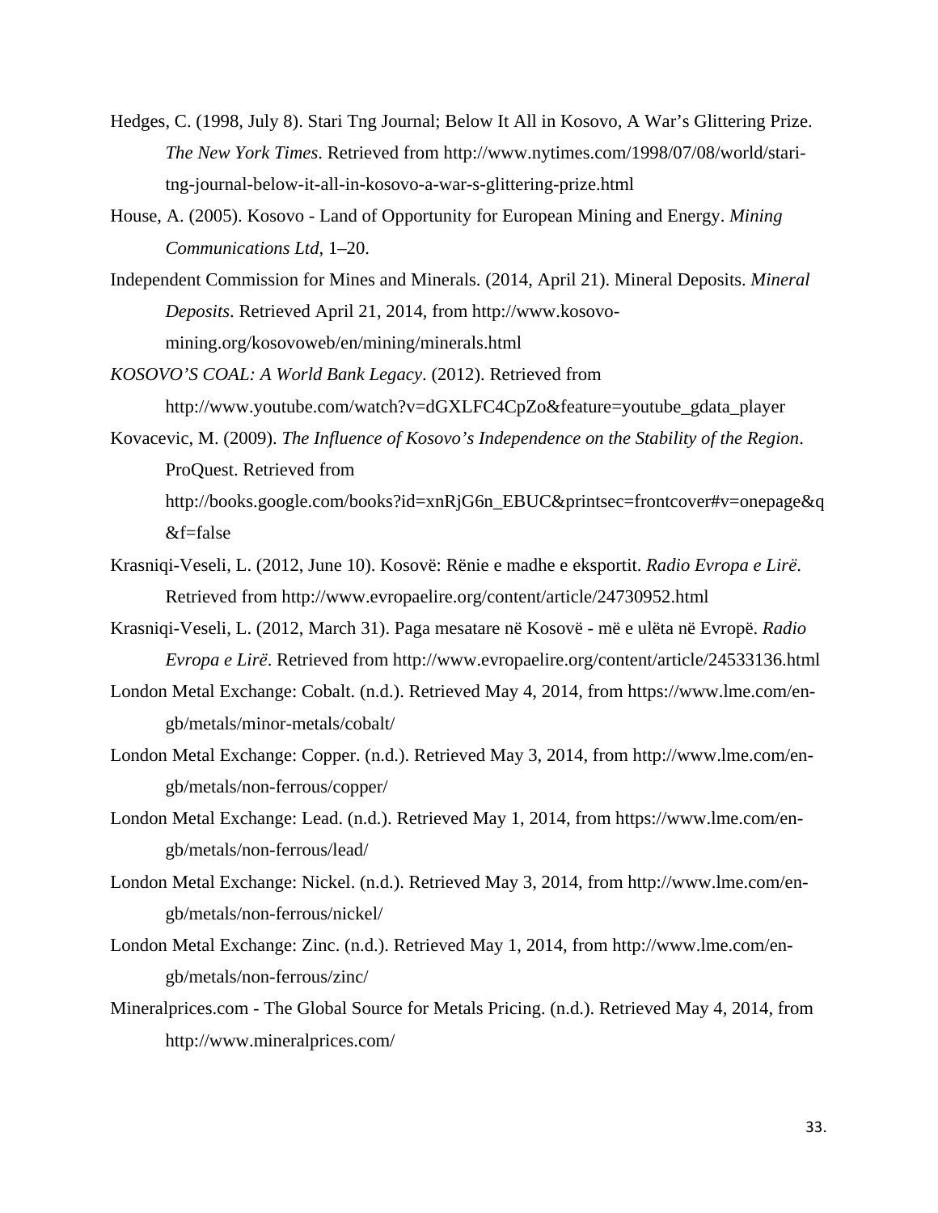Hedges, C. (1998, July 8). Stari Tng Journal; Below It All in Kosovo, A War's Glittering Prize. *The New York Times*. Retrieved from http://www.nytimes.com/1998/07/08/world/stari-tng-journal-below-it-all-in-kosovo-a-war-s-glittering-prize.html

House, A. (2005). Kosovo - Land of Opportunity for European Mining and Energy. *Mining Communications Ltd*, 1–20.

Independent Commission for Mines and Minerals. (2014, April 21). Mineral Deposits. *Mineral Deposits*. Retrieved April 21, 2014, from http://www.kosovo-mining.org/kosovoweb/en/mining/minerals.html

*KOSOVO'S COAL: A World Bank Legacy*. (2012). Retrieved from http://www.youtube.com/watch?v=dGXLFC4CpZo&feature=youtube_gdata_player

Kovacevic, M. (2009). *The Influence of Kosovo's Independence on the Stability of the Region*. ProQuest. Retrieved from http://books.google.com/books?id=xnRjG6n_EBUC&printsec=frontcover#v=onepage&q&f=false

Krasniqi-Veseli, L. (2012, June 10). Kosovë: Rënie e madhe e eksportit. *Radio Evropa e Lirë*. Retrieved from http://www.evropaelire.org/content/article/24730952.html

Krasniqi-Veseli, L. (2012, March 31). Paga mesatare në Kosovë - më e ulëta në Evropë. *Radio Evropa e Lirë*. Retrieved from http://www.evropaelire.org/content/article/24533136.html

London Metal Exchange: Cobalt. (n.d.). Retrieved May 4, 2014, from https://www.lme.com/en-gb/metals/minor-metals/cobalt/

London Metal Exchange: Copper. (n.d.). Retrieved May 3, 2014, from http://www.lme.com/en-gb/metals/non-ferrous/copper/

London Metal Exchange: Lead. (n.d.). Retrieved May 1, 2014, from https://www.lme.com/en-gb/metals/non-ferrous/lead/

London Metal Exchange: Nickel. (n.d.). Retrieved May 3, 2014, from http://www.lme.com/en-gb/metals/non-ferrous/nickel/

London Metal Exchange: Zinc. (n.d.). Retrieved May 1, 2014, from http://www.lme.com/en-gb/metals/non-ferrous/zinc/

Mineralprices.com - The Global Source for Metals Pricing. (n.d.). Retrieved May 4, 2014, from http://www.mineralprices.com/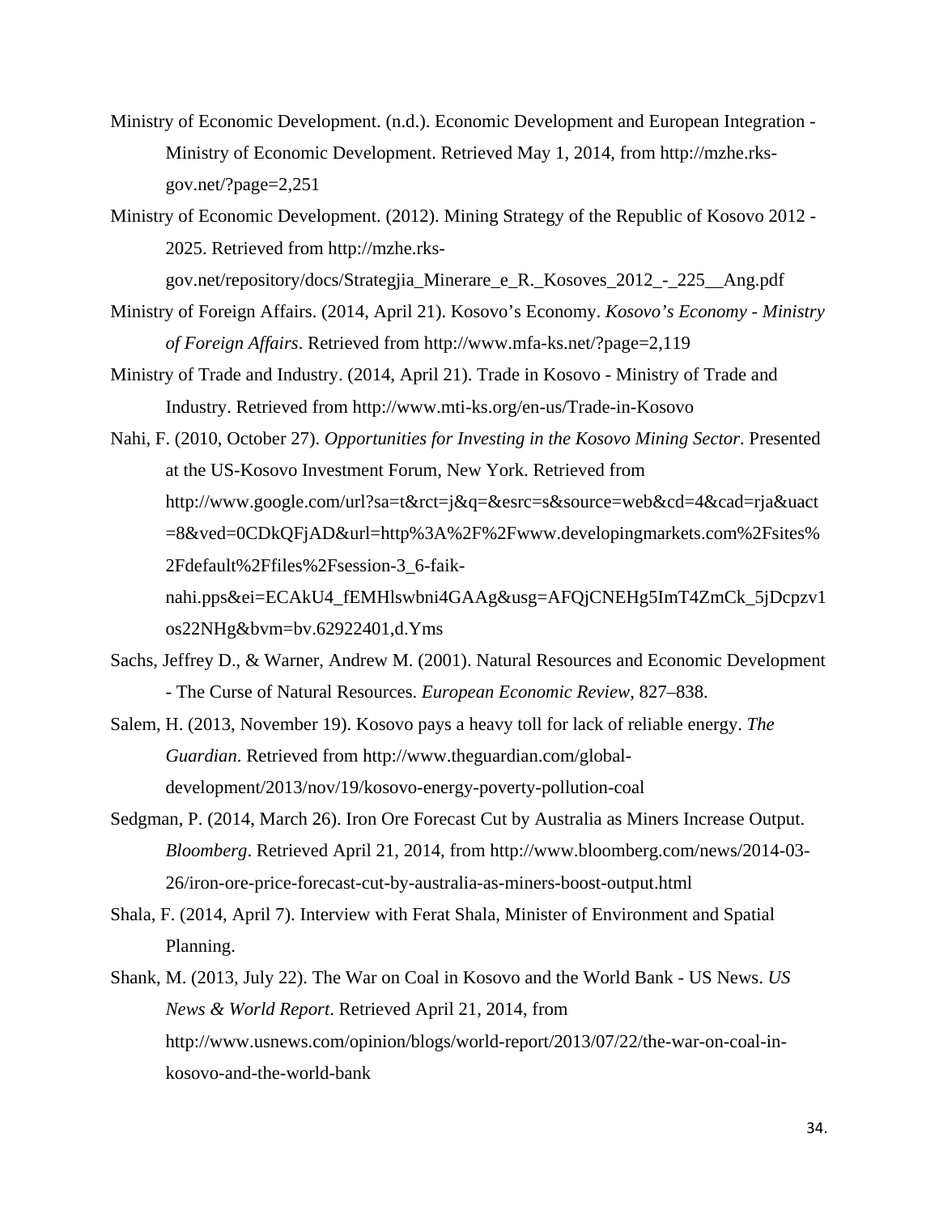Ministry of Economic Development. (n.d.). Economic Development and European Integration - Ministry of Economic Development. Retrieved May 1, 2014, from http://mzhe.rks-gov.net/?page=2,251

Ministry of Economic Development. (2012). Mining Strategy of the Republic of Kosovo 2012 - 2025. Retrieved from http://mzhe.rks-gov.net/repository/docs/Strategjia_Minerare_e_R._Kosoves_2012_-_225__Ang.pdf

Ministry of Foreign Affairs. (2014, April 21). Kosovo’s Economy. *Kosovo’s Economy - Ministry of Foreign Affairs*. Retrieved from http://www.mfa-ks.net/?page=2,119

Ministry of Trade and Industry. (2014, April 21). Trade in Kosovo - Ministry of Trade and Industry. Retrieved from http://www.mti-ks.org/en-us/Trade-in-Kosovo

Nahi, F. (2010, October 27). *Opportunities for Investing in the Kosovo Mining Sector*. Presented at the US-Kosovo Investment Forum, New York. Retrieved from http://www.google.com/url?sa=t&rct=j&q=&esrc=s&source=web&cd=4&cad=rja&uact=8&ved=0CDkQFjAD&url=http%3A%2F%2Fwww.developingmarkets.com%2Fsites%2Fdefault%2Ffiles%2Fsession-3_6-faik-nahi.pps&ei=ECAkU4_fEMHlswbni4GAAg&usg=AFQjCNEHg5ImT4ZmCk_5jDcpzv1os22NHg&bvm=bv.62922401,d.Yms

Sachs, Jeffrey D., & Warner, Andrew M. (2001). Natural Resources and Economic Development - The Curse of Natural Resources. *European Economic Review*, 827–838.

Salem, H. (2013, November 19). Kosovo pays a heavy toll for lack of reliable energy. *The Guardian.* Retrieved from http://www.theguardian.com/global-development/2013/nov/19/kosovo-energy-poverty-pollution-coal

Sedgman, P. (2014, March 26). Iron Ore Forecast Cut by Australia as Miners Increase Output. *Bloomberg*. Retrieved April 21, 2014, from http://www.bloomberg.com/news/2014-03-26/iron-ore-price-forecast-cut-by-australia-as-miners-boost-output.html

Shala, F. (2014, April 7). Interview with Ferat Shala, Minister of Environment and Spatial Planning.

Shank, M. (2013, July 22). The War on Coal in Kosovo and the World Bank - US News. *US News & World Report*. Retrieved April 21, 2014, from http://www.usnews.com/opinion/blogs/world-report/2013/07/22/the-war-on-coal-in-kosovo-and-the-world-bank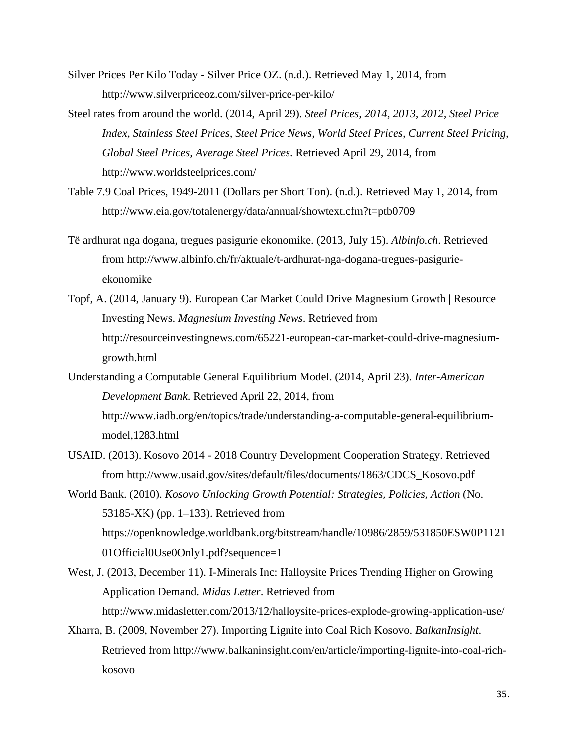Silver Prices Per Kilo Today - Silver Price OZ. (n.d.). Retrieved May 1, 2014, from http://www.silverpriceoz.com/silver-price-per-kilo/

Steel rates from around the world. (2014, April 29). *Steel Prices, 2014, 2013, 2012, Steel Price Index, Stainless Steel Prices, Steel Price News, World Steel Prices, Current Steel Pricing, Global Steel Prices, Average Steel Prices*. Retrieved April 29, 2014, from http://www.worldsteelprices.com/

Table 7.9 Coal Prices, 1949-2011 (Dollars per Short Ton). (n.d.). Retrieved May 1, 2014, from http://www.eia.gov/totalenergy/data/annual/showtext.cfm?t=ptb0709

Të ardhurat nga dogana, tregues pasigurie ekonomike. (2013, July 15). *Albinfo.ch*. Retrieved from http://www.albinfo.ch/fr/aktuale/t-ardhurat-nga-dogana-tregues-pasigurie-ekonomike

Topf, A. (2014, January 9). European Car Market Could Drive Magnesium Growth | Resource Investing News. *Magnesium Investing News*. Retrieved from http://resourceinvestingnews.com/65221-european-car-market-could-drive-magnesium-growth.html

Understanding a Computable General Equilibrium Model. (2014, April 23). *Inter-American Development Bank*. Retrieved April 22, 2014, from http://www.iadb.org/en/topics/trade/understanding-a-computable-general-equilibrium-model,1283.html

USAID. (2013). Kosovo 2014 - 2018 Country Development Cooperation Strategy. Retrieved from http://www.usaid.gov/sites/default/files/documents/1863/CDCS_Kosovo.pdf

World Bank. (2010). *Kosovo Unlocking Growth Potential: Strategies, Policies, Action* (No. 53185-XK) (pp. 1–133). Retrieved from https://openknowledge.worldbank.org/bitstream/handle/10986/2859/531850ESW0P112101Official0Use0Only1.pdf?sequence=1

West, J. (2013, December 11). I-Minerals Inc: Halloysite Prices Trending Higher on Growing Application Demand. *Midas Letter*. Retrieved from http://www.midasletter.com/2013/12/halloysite-prices-explode-growing-application-use/

Xharra, B. (2009, November 27). Importing Lignite into Coal Rich Kosovo. *BalkanInsight*. Retrieved from http://www.balkaninsight.com/en/article/importing-lignite-into-coal-rich-kosovo